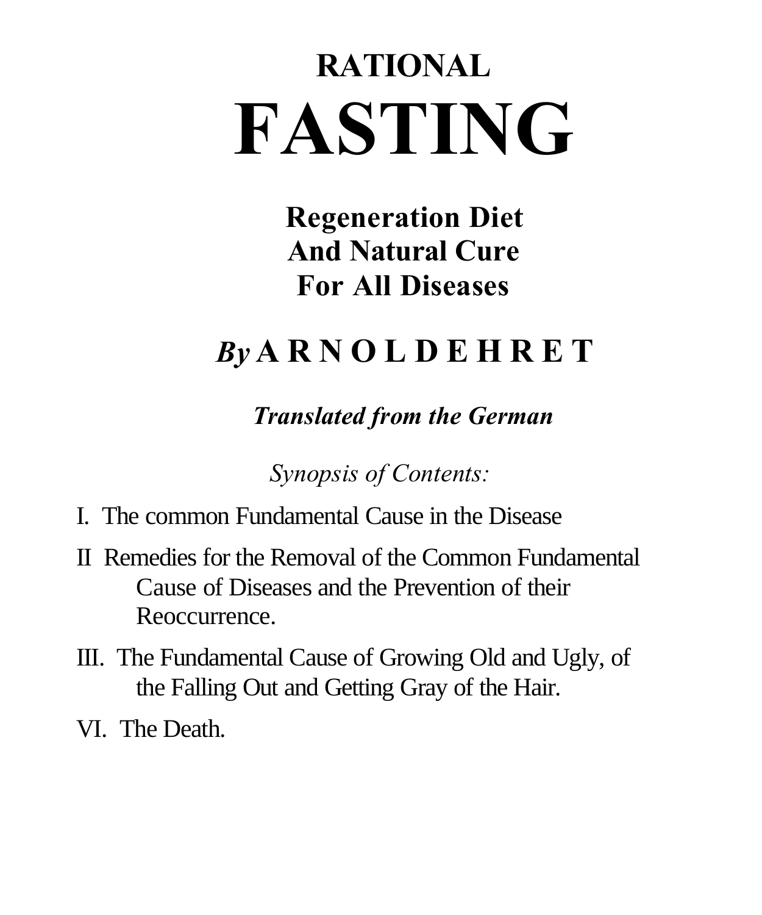# RATIONAL FASTING

## Regeneration Diet And Natural Cure For All Diseases

### *By* ARNOLD EHRET

***Translated from the German***

*Synopsis of Contents:*

I. The common Fundamental Cause in the Disease

II Remedies for the Removal of the Common Fundamental Cause of Diseases and the Prevention of their Reoccurrence.

III. The Fundamental Cause of Growing Old and Ugly, of the Falling Out and Getting Gray of the Hair.

VI. The Death.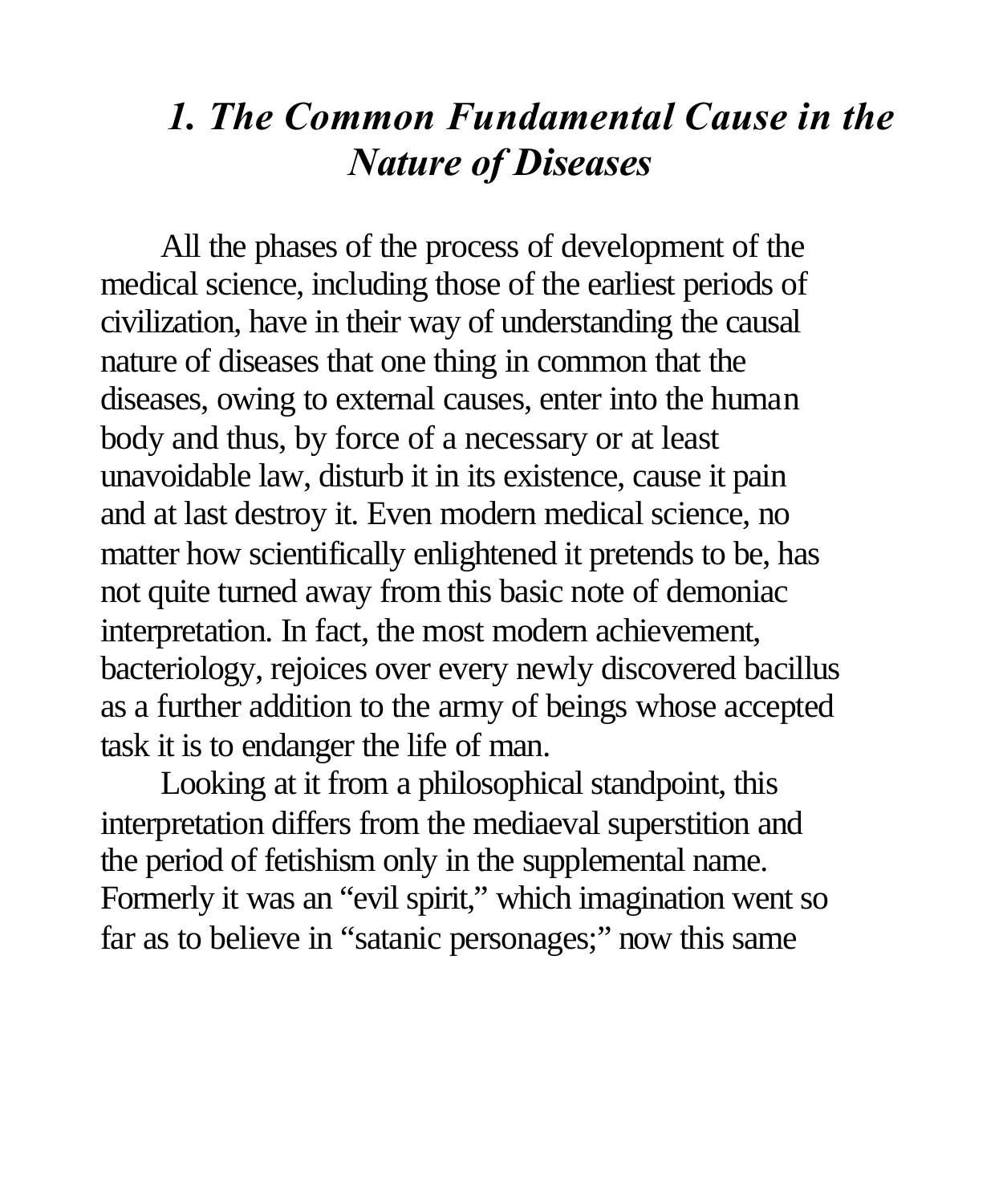## *1. The Common Fundamental Cause in the Nature of Diseases*

All the phases of the process of development of the medical science, including those of the earliest periods of civilization, have in their way of understanding the causal nature of diseases that one thing in common that the diseases, owing to external causes, enter into the human body and thus, by force of a necessary or at least unavoidable law, disturb it in its existence, cause it pain and at last destroy it. Even modern medical science, no matter how scientifically enlightened it pretends to be, has not quite turned away from this basic note of demoniac interpretation. In fact, the most modern achievement, bacteriology, rejoices over every newly discovered bacillus as a further addition to the army of beings whose accepted task it is to endanger the life of man.

Looking at it from a philosophical standpoint, this interpretation differs from the mediaeval superstition and the period of fetishism only in the supplemental name. Formerly it was an "evil spirit," which imagination went so far as to believe in "satanic personages;" now this same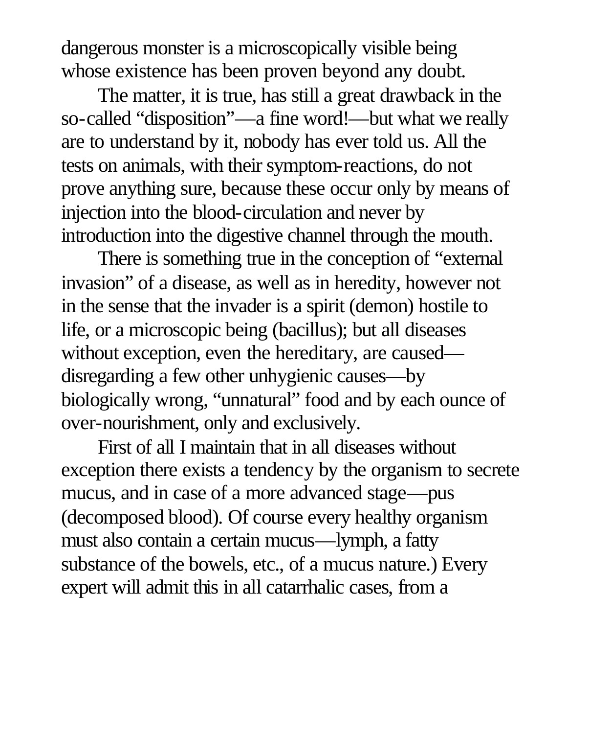dangerous monster is a microscopically visible being whose existence has been proven beyond any doubt.

The matter, it is true, has still a great drawback in the so-called "disposition"—a fine word!—but what we really are to understand by it, nobody has ever told us. All the tests on animals, with their symptom-reactions, do not prove anything sure, because these occur only by means of injection into the blood-circulation and never by introduction into the digestive channel through the mouth.

There is something true in the conception of "external invasion" of a disease, as well as in heredity, however not in the sense that the invader is a spirit (demon) hostile to life, or a microscopic being (bacillus); but all diseases without exception, even the hereditary, are caused—disregarding a few other unhygienic causes—by biologically wrong, "unnatural" food and by each ounce of over-nourishment, only and exclusively.

First of all I maintain that in all diseases without exception there exists a tendency by the organism to secrete mucus, and in case of a more advanced stage—pus (decomposed blood). Of course every healthy organism must also contain a certain mucus—lymph, a fatty substance of the bowels, etc., of a mucus nature.) Every expert will admit this in all catarrhalic cases, from a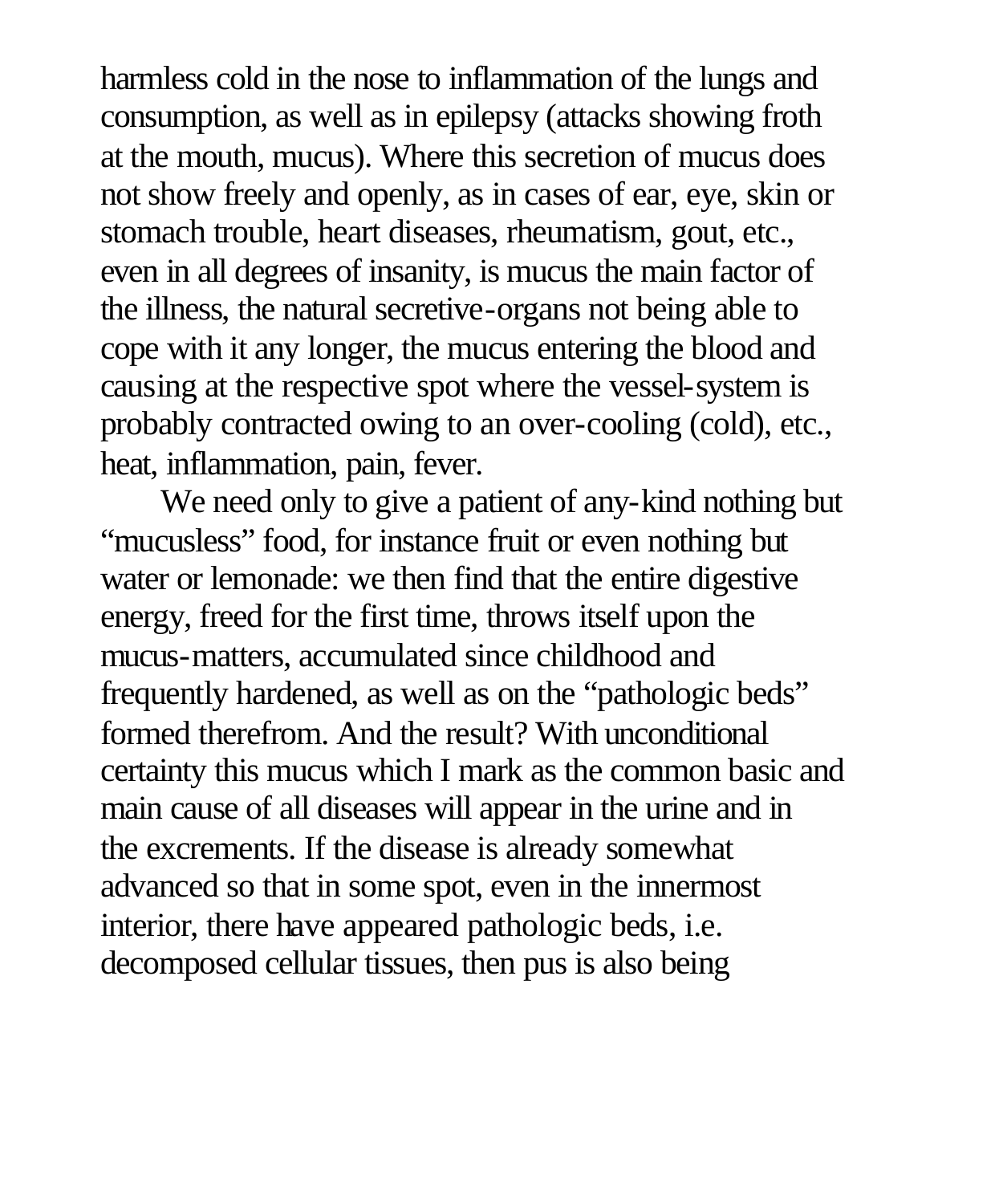harmless cold in the nose to inflammation of the lungs and consumption, as well as in epilepsy (attacks showing froth at the mouth, mucus). Where this secretion of mucus does not show freely and openly, as in cases of ear, eye, skin or stomach trouble, heart diseases, rheumatism, gout, etc., even in all degrees of insanity, is mucus the main factor of the illness, the natural secretive-organs not being able to cope with it any longer, the mucus entering the blood and causing at the respective spot where the vessel-system is probably contracted owing to an over-cooling (cold), etc., heat, inflammation, pain, fever.

We need only to give a patient of any-kind nothing but "mucusless" food, for instance fruit or even nothing but water or lemonade: we then find that the entire digestive energy, freed for the first time, throws itself upon the mucus-matters, accumulated since childhood and frequently hardened, as well as on the "pathologic beds" formed therefrom. And the result? With unconditional certainty this mucus which I mark as the common basic and main cause of all diseases will appear in the urine and in the excrements. If the disease is already somewhat advanced so that in some spot, even in the innermost interior, there have appeared pathologic beds, i.e. decomposed cellular tissues, then pus is also being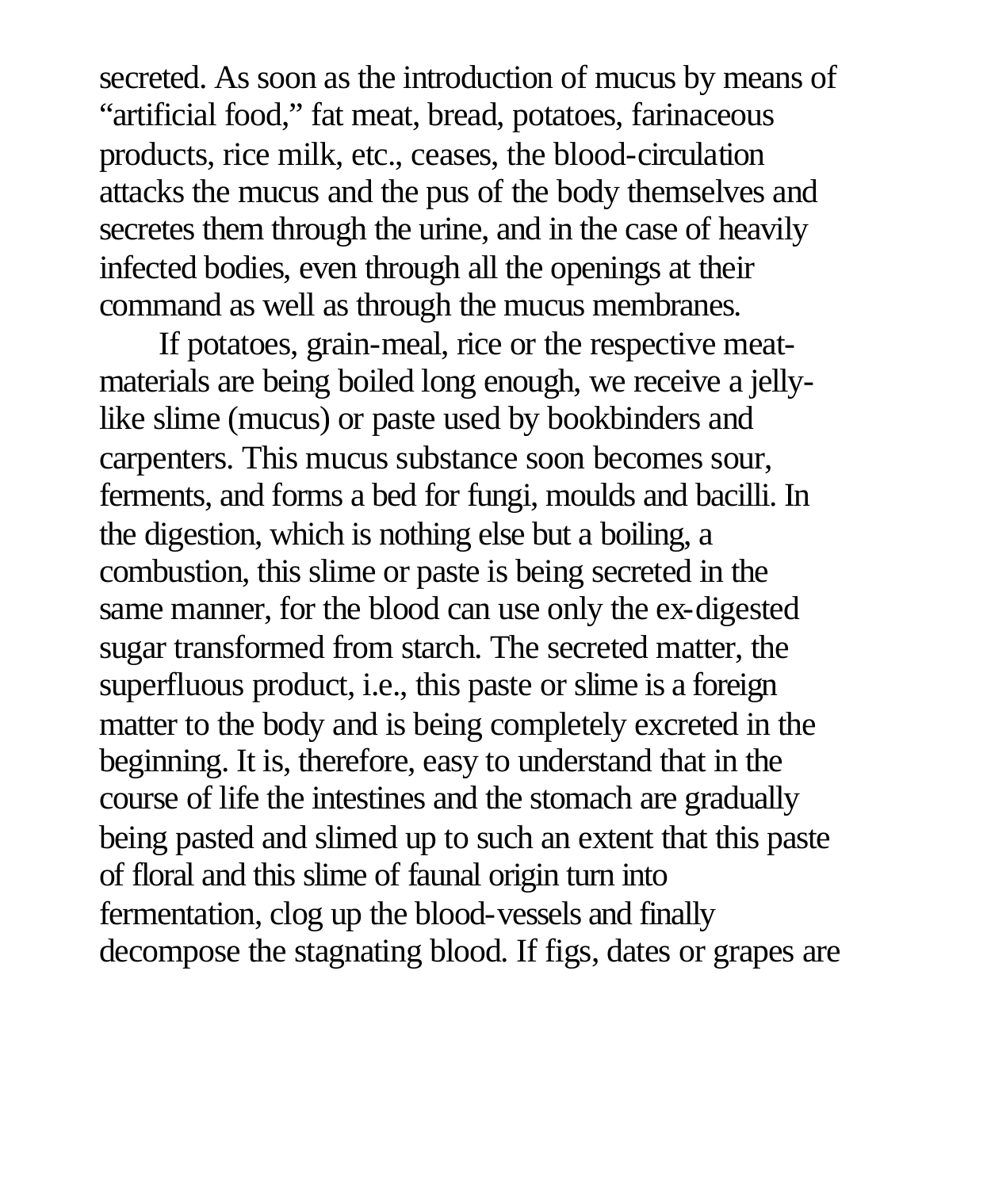secreted. As soon as the introduction of mucus by means of "artificial food," fat meat, bread, potatoes, farinaceous products, rice milk, etc., ceases, the blood-circulation attacks the mucus and the pus of the body themselves and secretes them through the urine, and in the case of heavily infected bodies, even through all the openings at their command as well as through the mucus membranes.

If potatoes, grain-meal, rice or the respective meat-materials are being boiled long enough, we receive a jelly-like slime (mucus) or paste used by bookbinders and carpenters. This mucus substance soon becomes sour, ferments, and forms a bed for fungi, moulds and bacilli. In the digestion, which is nothing else but a boiling, a combustion, this slime or paste is being secreted in the same manner, for the blood can use only the ex-digested sugar transformed from starch. The secreted matter, the superfluous product, i.e., this paste or slime is a foreign matter to the body and is being completely excreted in the beginning. It is, therefore, easy to understand that in the course of life the intestines and the stomach are gradually being pasted and slimed up to such an extent that this paste of floral and this slime of faunal origin turn into fermentation, clog up the blood-vessels and finally decompose the stagnating blood. If figs, dates or grapes are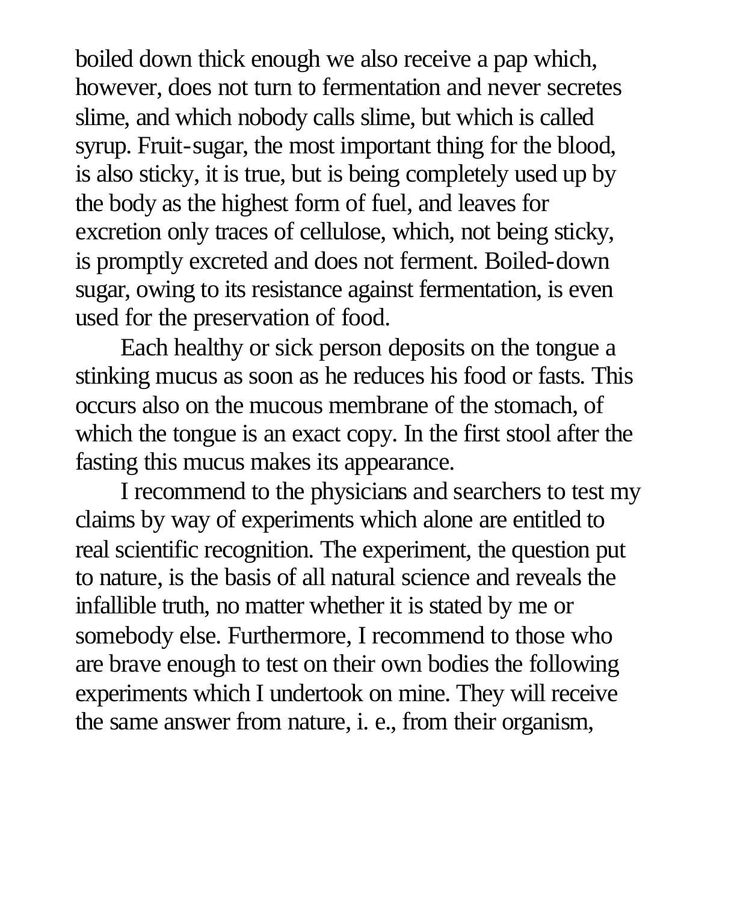boiled down thick enough we also receive a pap which, however, does not turn to fermentation and never secretes slime, and which nobody calls slime, but which is called syrup. Fruit-sugar, the most important thing for the blood, is also sticky, it is true, but is being completely used up by the body as the highest form of fuel, and leaves for excretion only traces of cellulose, which, not being sticky, is promptly excreted and does not ferment. Boiled-down sugar, owing to its resistance against fermentation, is even used for the preservation of food.

Each healthy or sick person deposits on the tongue a stinking mucus as soon as he reduces his food or fasts. This occurs also on the mucous membrane of the stomach, of which the tongue is an exact copy. In the first stool after the fasting this mucus makes its appearance.

I recommend to the physicians and searchers to test my claims by way of experiments which alone are entitled to real scientific recognition. The experiment, the question put to nature, is the basis of all natural science and reveals the infallible truth, no matter whether it is stated by me or somebody else. Furthermore, I recommend to those who are brave enough to test on their own bodies the following experiments which I undertook on mine. They will receive the same answer from nature, i. e., from their organism,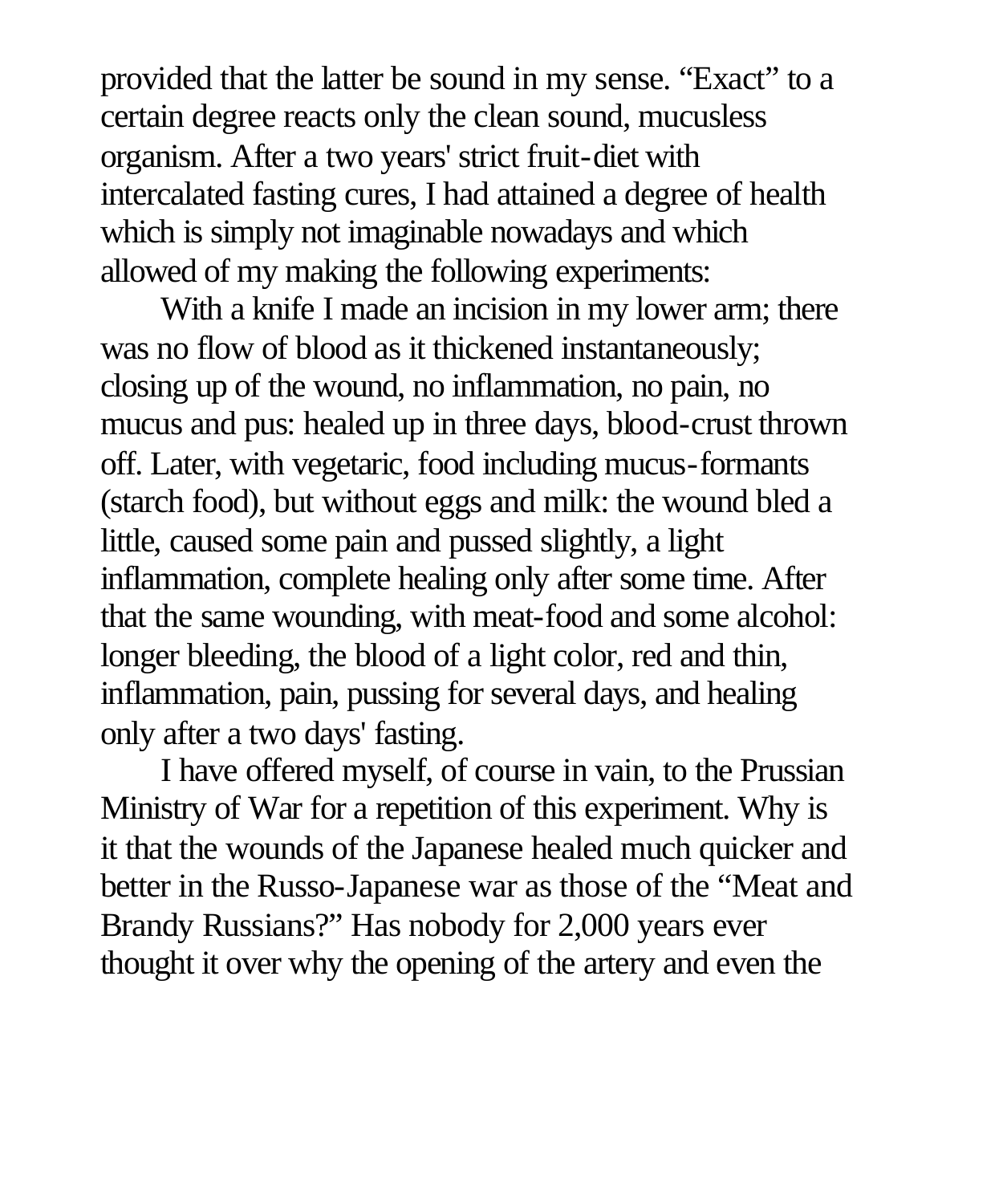provided that the latter be sound in my sense. "Exact" to a certain degree reacts only the clean sound, mucusless organism. After a two years' strict fruit-diet with intercalated fasting cures, I had attained a degree of health which is simply not imaginable nowadays and which allowed of my making the following experiments:

With a knife I made an incision in my lower arm; there was no flow of blood as it thickened instantaneously; closing up of the wound, no inflammation, no pain, no mucus and pus: healed up in three days, blood-crust thrown off. Later, with vegetaric, food including mucus-formants (starch food), but without eggs and milk: the wound bled a little, caused some pain and pussed slightly, a light inflammation, complete healing only after some time. After that the same wounding, with meat-food and some alcohol: longer bleeding, the blood of a light color, red and thin, inflammation, pain, pussing for several days, and healing only after a two days' fasting.

I have offered myself, of course in vain, to the Prussian Ministry of War for a repetition of this experiment. Why is it that the wounds of the Japanese healed much quicker and better in the Russo-Japanese war as those of the "Meat and Brandy Russians?" Has nobody for 2,000 years ever thought it over why the opening of the artery and even the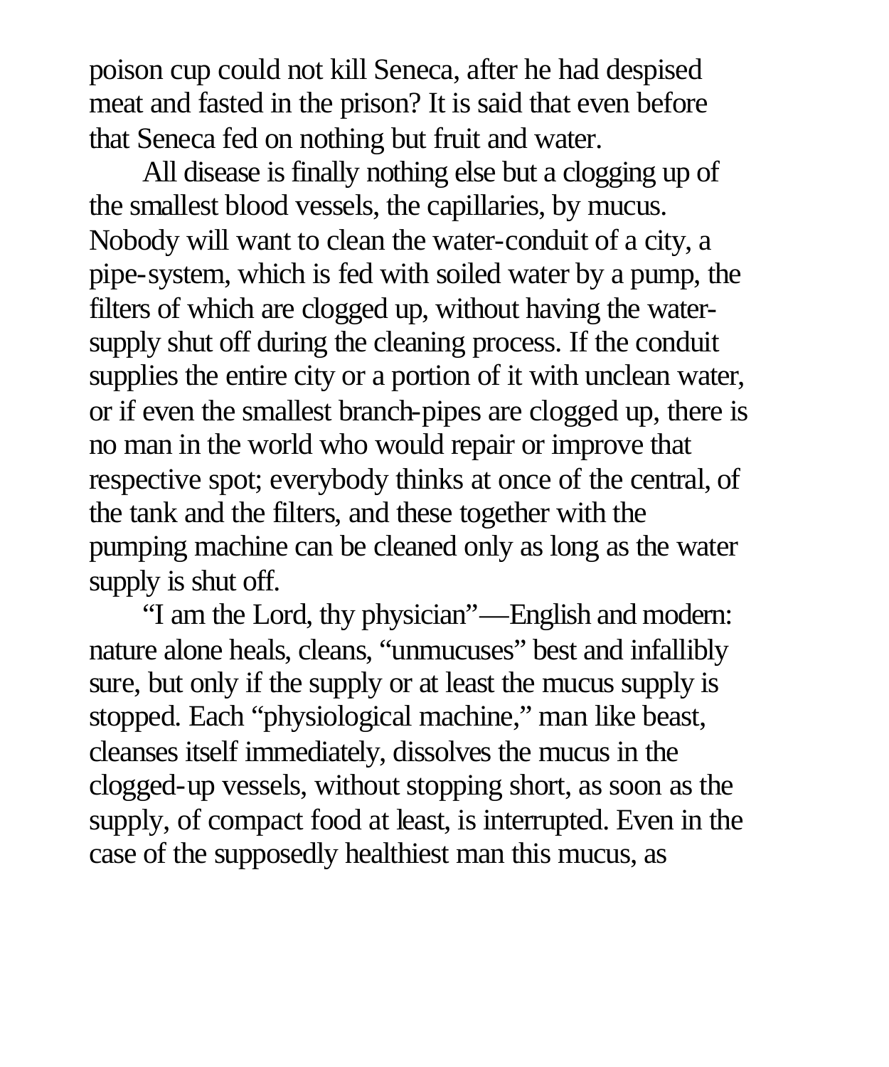poison cup could not kill Seneca, after he had despised meat and fasted in the prison? It is said that even before that Seneca fed on nothing but fruit and water.

All disease is finally nothing else but a clogging up of the smallest blood vessels, the capillaries, by mucus. Nobody will want to clean the water-conduit of a city, a pipe-system, which is fed with soiled water by a pump, the filters of which are clogged up, without having the water-supply shut off during the cleaning process. If the conduit supplies the entire city or a portion of it with unclean water, or if even the smallest branch-pipes are clogged up, there is no man in the world who would repair or improve that respective spot; everybody thinks at once of the central, of the tank and the filters, and these together with the pumping machine can be cleaned only as long as the water supply is shut off.

"I am the Lord, thy physician"—English and modern: nature alone heals, cleans, "unmucuses" best and infallibly sure, but only if the supply or at least the mucus supply is stopped. Each "physiological machine," man like beast, cleanses itself immediately, dissolves the mucus in the clogged-up vessels, without stopping short, as soon as the supply, of compact food at least, is interrupted. Even in the case of the supposedly healthiest man this mucus, as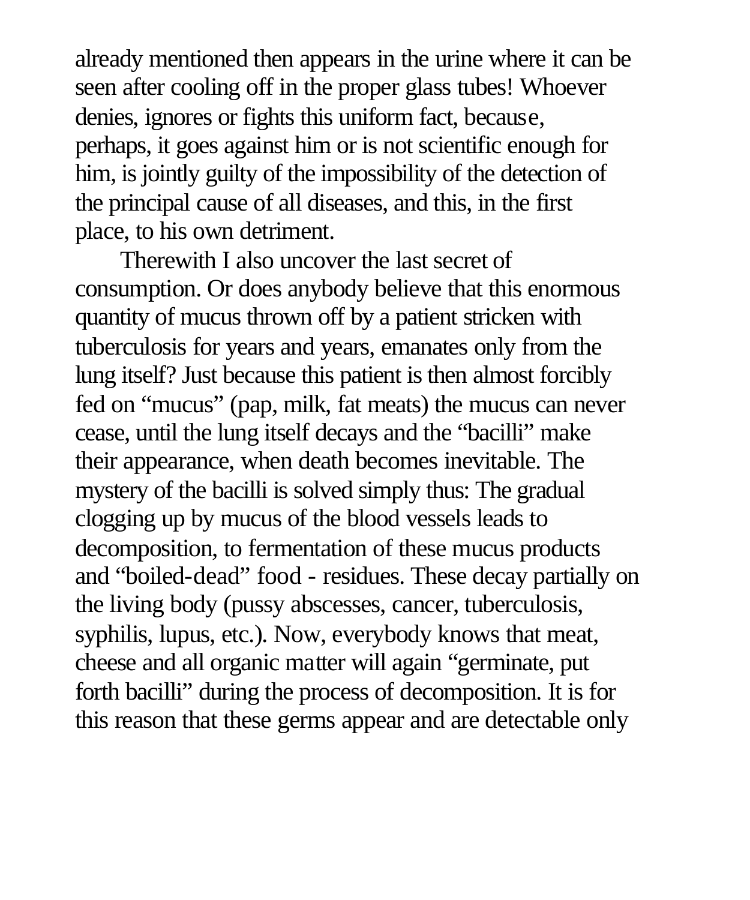already mentioned then appears in the urine where it can be seen after cooling off in the proper glass tubes! Whoever denies, ignores or fights this uniform fact, because, perhaps, it goes against him or is not scientific enough for him, is jointly guilty of the impossibility of the detection of the principal cause of all diseases, and this, in the first place, to his own detriment.

Therewith I also uncover the last secret of consumption. Or does anybody believe that this enormous quantity of mucus thrown off by a patient stricken with tuberculosis for years and years, emanates only from the lung itself? Just because this patient is then almost forcibly fed on “mucus” (pap, milk, fat meats) the mucus can never cease, until the lung itself decays and the “bacilli” make their appearance, when death becomes inevitable. The mystery of the bacilli is solved simply thus: The gradual clogging up by mucus of the blood vessels leads to decomposition, to fermentation of these mucus products and “boiled-dead” food - residues. These decay partially on the living body (pussy abscesses, cancer, tuberculosis, syphilis, lupus, etc.). Now, everybody knows that meat, cheese and all organic matter will again “germinate, put forth bacilli” during the process of decomposition. It is for this reason that these germs appear and are detectable only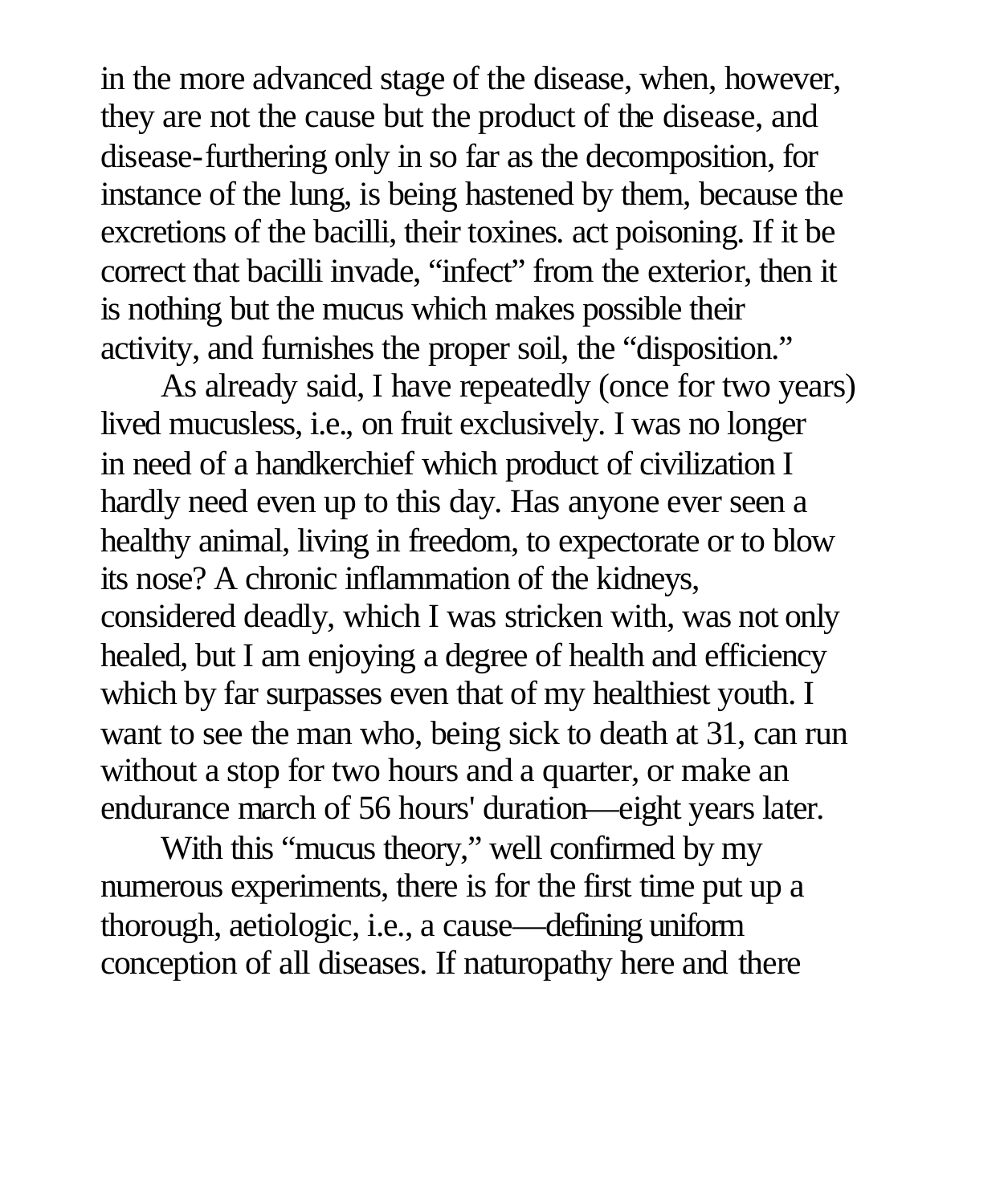in the more advanced stage of the disease, when, however, they are not the cause but the product of the disease, and disease-furthering only in so far as the decomposition, for instance of the lung, is being hastened by them, because the excretions of the bacilli, their toxines. act poisoning. If it be correct that bacilli invade, "infect" from the exterior, then it is nothing but the mucus which makes possible their activity, and furnishes the proper soil, the "disposition."

As already said, I have repeatedly (once for two years) lived mucusless, i.e., on fruit exclusively. I was no longer in need of a handkerchief which product of civilization I hardly need even up to this day. Has anyone ever seen a healthy animal, living in freedom, to expectorate or to blow its nose? A chronic inflammation of the kidneys, considered deadly, which I was stricken with, was not only healed, but I am enjoying a degree of health and efficiency which by far surpasses even that of my healthiest youth. I want to see the man who, being sick to death at 31, can run without a stop for two hours and a quarter, or make an endurance march of 56 hours' duration—eight years later.

With this "mucus theory," well confirmed by my numerous experiments, there is for the first time put up a thorough, aetiologic, i.e., a cause—defining uniform conception of all diseases. If naturopathy here and there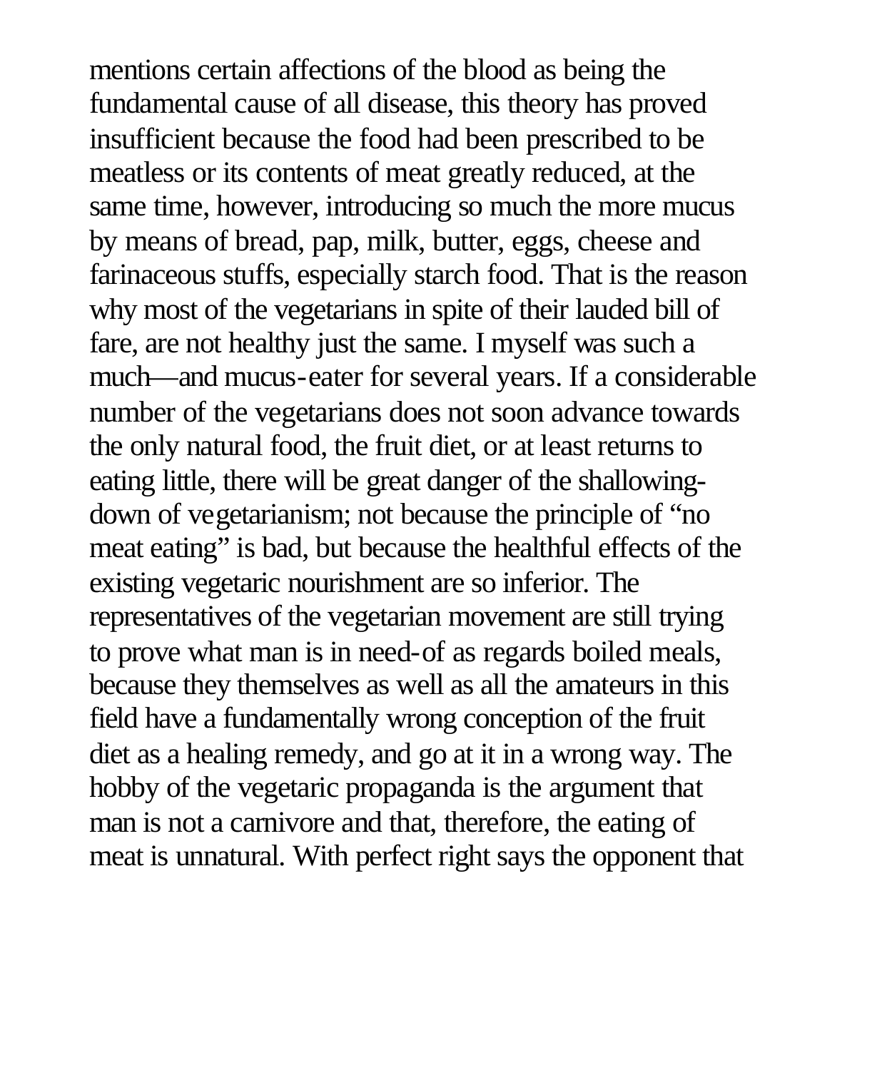mentions certain affections of the blood as being the fundamental cause of all disease, this theory has proved insufficient because the food had been prescribed to be meatless or its contents of meat greatly reduced, at the same time, however, introducing so much the more mucus by means of bread, pap, milk, butter, eggs, cheese and farinaceous stuffs, especially starch food. That is the reason why most of the vegetarians in spite of their lauded bill of fare, are not healthy just the same. I myself was such a much—and mucus-eater for several years. If a considerable number of the vegetarians does not soon advance towards the only natural food, the fruit diet, or at least returns to eating little, there will be great danger of the shallowing-down of vegetarianism; not because the principle of "no meat eating" is bad, but because the healthful effects of the existing vegetaric nourishment are so inferior. The representatives of the vegetarian movement are still trying to prove what man is in need-of as regards boiled meals, because they themselves as well as all the amateurs in this field have a fundamentally wrong conception of the fruit diet as a healing remedy, and go at it in a wrong way. The hobby of the vegetaric propaganda is the argument that man is not a carnivore and that, therefore, the eating of meat is unnatural. With perfect right says the opponent that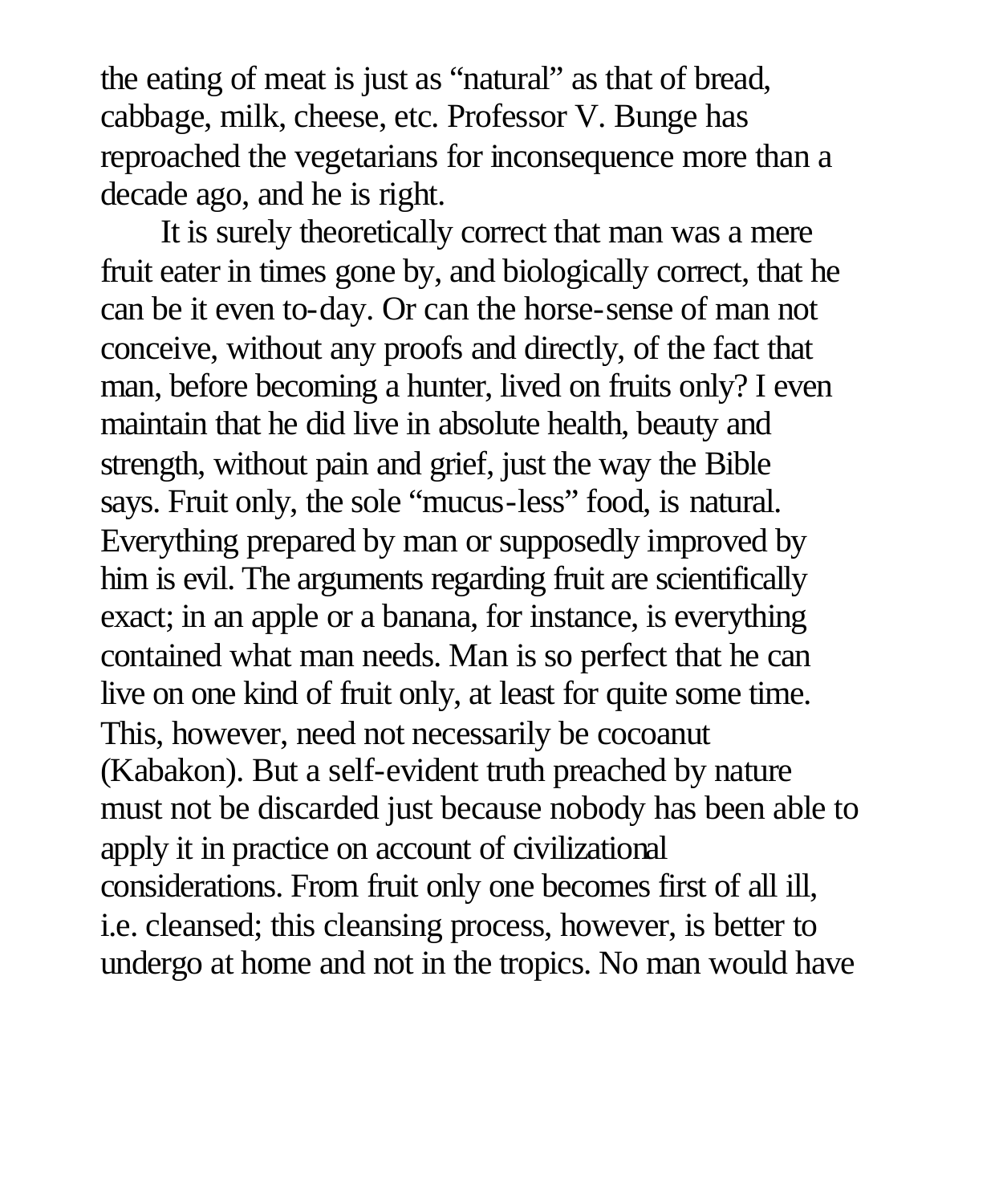the eating of meat is just as "natural" as that of bread, cabbage, milk, cheese, etc. Professor V. Bunge has reproached the vegetarians for inconsequence more than a decade ago, and he is right.

It is surely theoretically correct that man was a mere fruit eater in times gone by, and biologically correct, that he can be it even to-day. Or can the horse-sense of man not conceive, without any proofs and directly, of the fact that man, before becoming a hunter, lived on fruits only? I even maintain that he did live in absolute health, beauty and strength, without pain and grief, just the way the Bible says. Fruit only, the sole "mucus-less" food, is natural. Everything prepared by man or supposedly improved by him is evil. The arguments regarding fruit are scientifically exact; in an apple or a banana, for instance, is everything contained what man needs. Man is so perfect that he can live on one kind of fruit only, at least for quite some time. This, however, need not necessarily be cocoanut (Kabakon). But a self-evident truth preached by nature must not be discarded just because nobody has been able to apply it in practice on account of civilizational considerations. From fruit only one becomes first of all ill, i.e. cleansed; this cleansing process, however, is better to undergo at home and not in the tropics. No man would have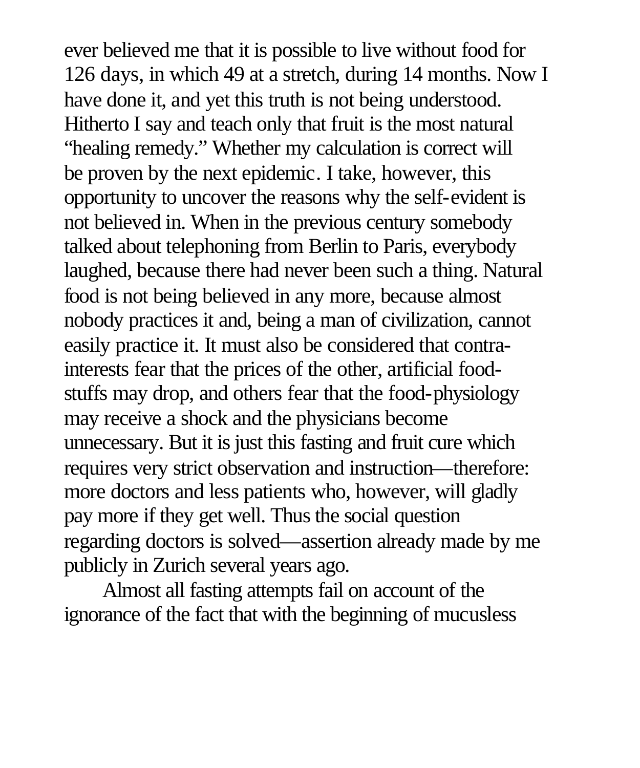ever believed me that it is possible to live without food for 126 days, in which 49 at a stretch, during 14 months. Now I have done it, and yet this truth is not being understood. Hitherto I say and teach only that fruit is the most natural "healing remedy." Whether my calculation is correct will be proven by the next epidemic. I take, however, this opportunity to uncover the reasons why the self-evident is not believed in. When in the previous century somebody talked about telephoning from Berlin to Paris, everybody laughed, because there had never been such a thing. Natural food is not being believed in any more, because almost nobody practices it and, being a man of civilization, cannot easily practice it. It must also be considered that contra-interests fear that the prices of the other, artificial food-stuffs may drop, and others fear that the food-physiology may receive a shock and the physicians become unnecessary. But it is just this fasting and fruit cure which requires very strict observation and instruction—therefore: more doctors and less patients who, however, will gladly pay more if they get well. Thus the social question regarding doctors is solved—assertion already made by me publicly in Zurich several years ago.

Almost all fasting attempts fail on account of the ignorance of the fact that with the beginning of mucusless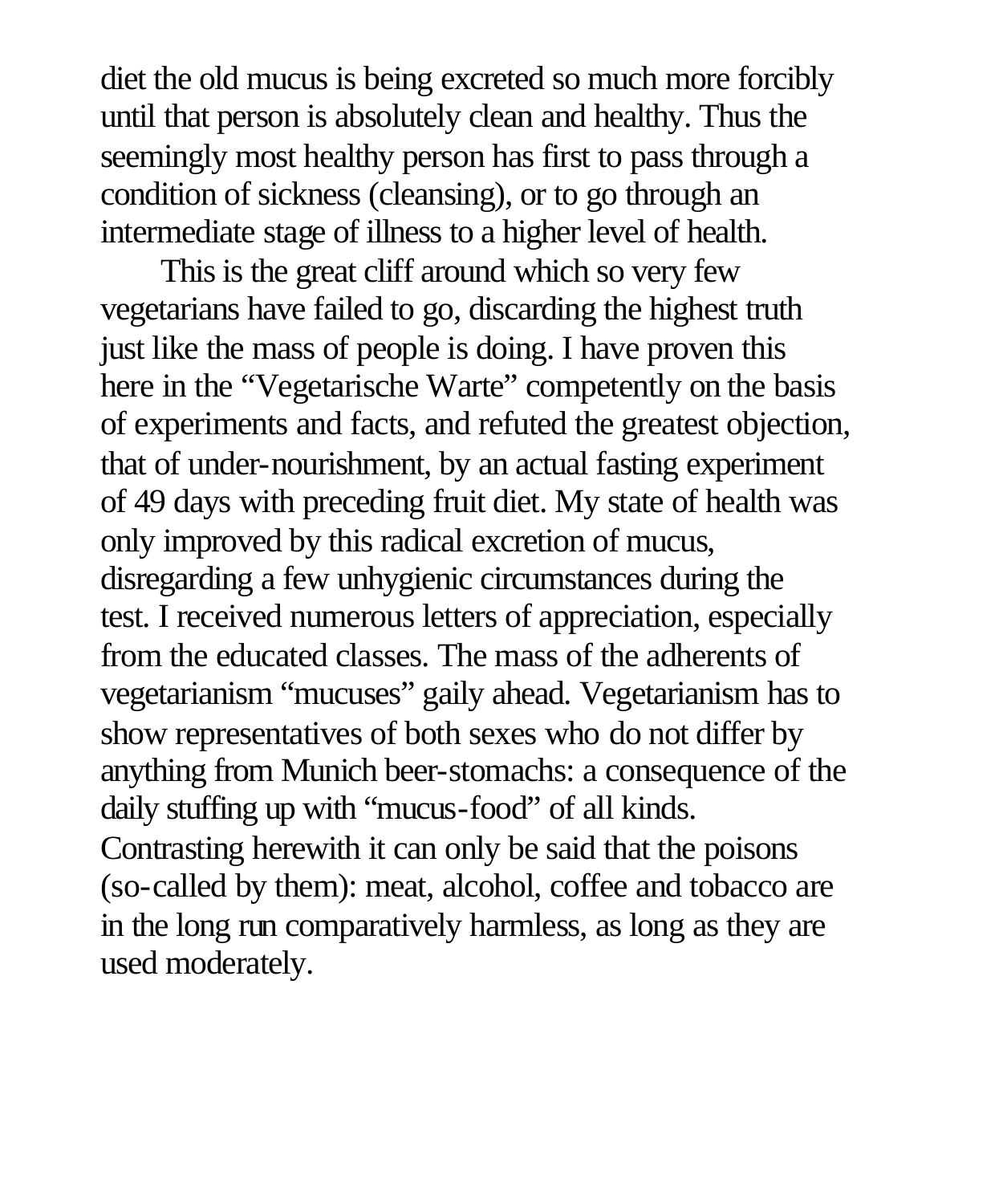diet the old mucus is being excreted so much more forcibly until that person is absolutely clean and healthy. Thus the seemingly most healthy person has first to pass through a condition of sickness (cleansing), or to go through an intermediate stage of illness to a higher level of health.

This is the great cliff around which so very few vegetarians have failed to go, discarding the highest truth just like the mass of people is doing. I have proven this here in the "Vegetarische Warte" competently on the basis of experiments and facts, and refuted the greatest objection, that of under-nourishment, by an actual fasting experiment of 49 days with preceding fruit diet. My state of health was only improved by this radical excretion of mucus, disregarding a few unhygienic circumstances during the test. I received numerous letters of appreciation, especially from the educated classes. The mass of the adherents of vegetarianism "mucuses" gaily ahead. Vegetarianism has to show representatives of both sexes who do not differ by anything from Munich beer-stomachs: a consequence of the daily stuffing up with "mucus-food" of all kinds. Contrasting herewith it can only be said that the poisons (so-called by them): meat, alcohol, coffee and tobacco are in the long run comparatively harmless, as long as they are used moderately.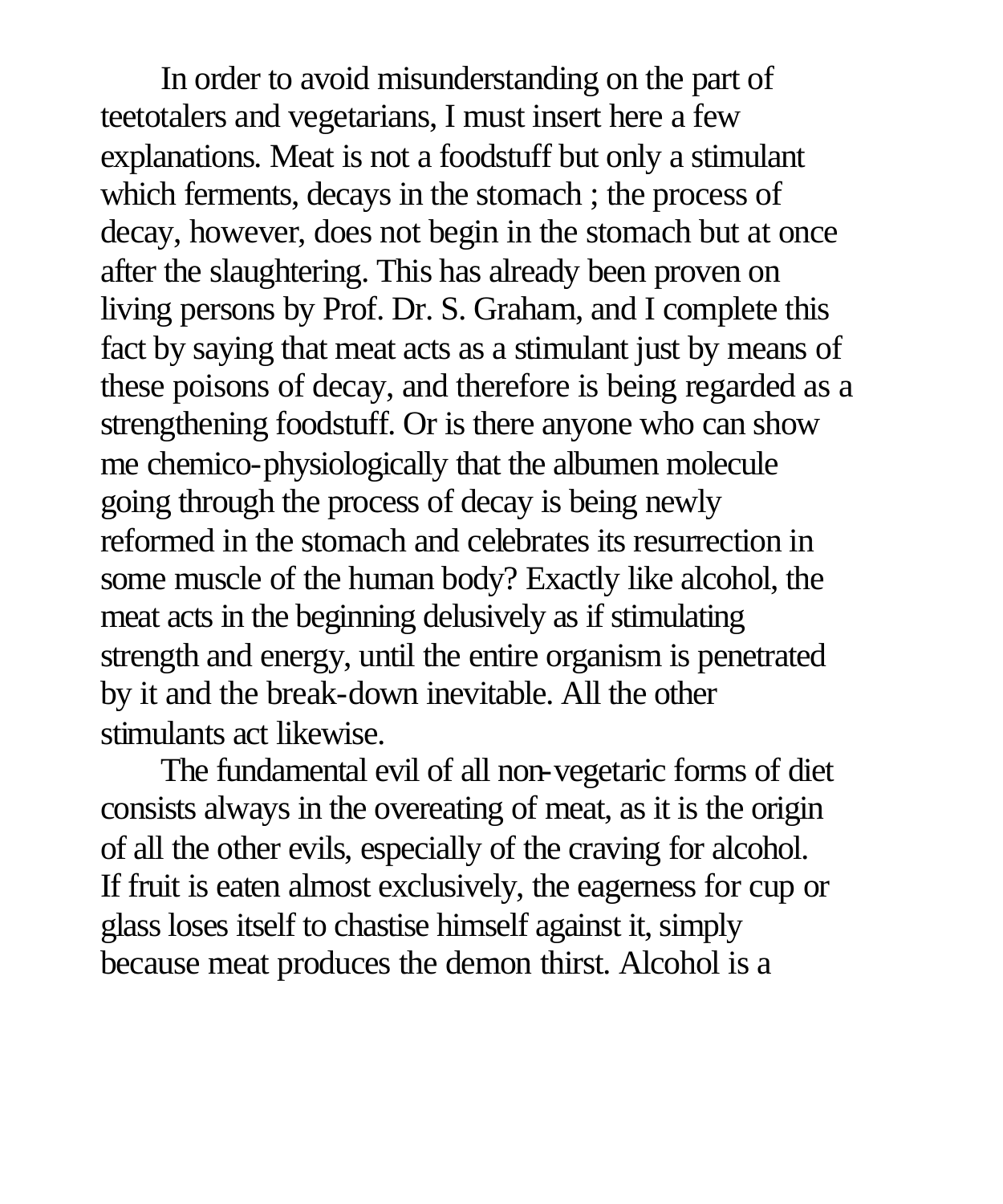In order to avoid misunderstanding on the part of teetotalers and vegetarians, I must insert here a few explanations. Meat is not a foodstuff but only a stimulant which ferments, decays in the stomach ; the process of decay, however, does not begin in the stomach but at once after the slaughtering. This has already been proven on living persons by Prof. Dr. S. Graham, and I complete this fact by saying that meat acts as a stimulant just by means of these poisons of decay, and therefore is being regarded as a strengthening foodstuff. Or is there anyone who can show me chemico-physiologically that the albumen molecule going through the process of decay is being newly reformed in the stomach and celebrates its resurrection in some muscle of the human body? Exactly like alcohol, the meat acts in the beginning delusively as if stimulating strength and energy, until the entire organism is penetrated by it and the break-down inevitable. All the other stimulants act likewise.

The fundamental evil of all non-vegetaric forms of diet consists always in the overeating of meat, as it is the origin of all the other evils, especially of the craving for alcohol. If fruit is eaten almost exclusively, the eagerness for cup or glass loses itself to chastise himself against it, simply because meat produces the demon thirst. Alcohol is a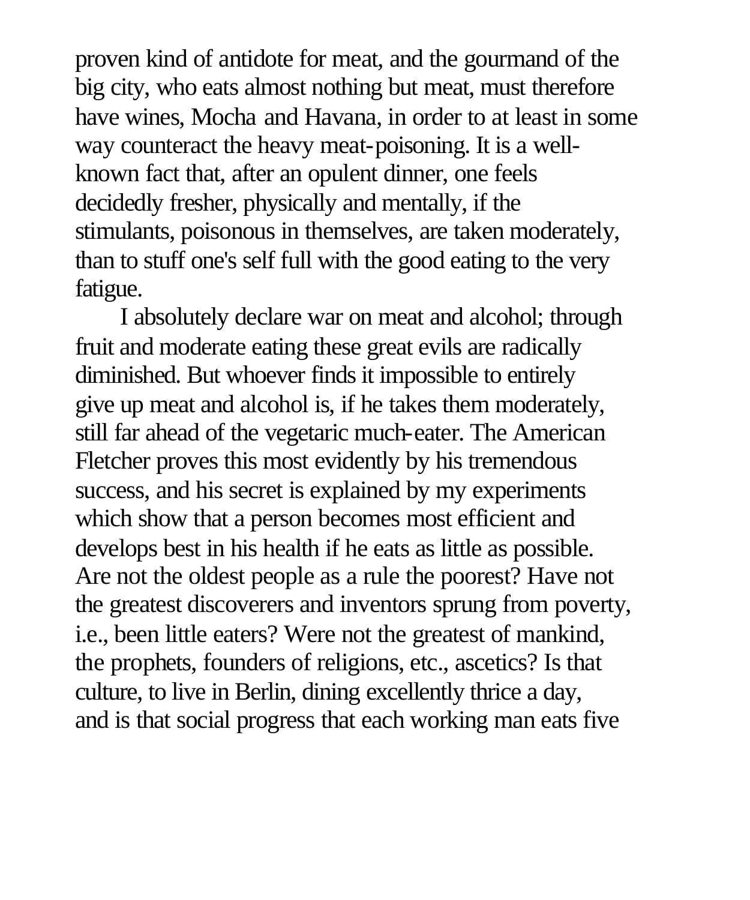proven kind of antidote for meat, and the gourmand of the big city, who eats almost nothing but meat, must therefore have wines, Mocha and Havana, in order to at least in some way counteract the heavy meat-poisoning. It is a well-known fact that, after an opulent dinner, one feels decidedly fresher, physically and mentally, if the stimulants, poisonous in themselves, are taken moderately, than to stuff one's self full with the good eating to the very fatigue.

I absolutely declare war on meat and alcohol; through fruit and moderate eating these great evils are radically diminished. But whoever finds it impossible to entirely give up meat and alcohol is, if he takes them moderately, still far ahead of the vegetaric much-eater. The American Fletcher proves this most evidently by his tremendous success, and his secret is explained by my experiments which show that a person becomes most efficient and develops best in his health if he eats as little as possible. Are not the oldest people as a rule the poorest? Have not the greatest discoverers and inventors sprung from poverty, i.e., been little eaters? Were not the greatest of mankind, the prophets, founders of religions, etc., ascetics? Is that culture, to live in Berlin, dining excellently thrice a day, and is that social progress that each working man eats five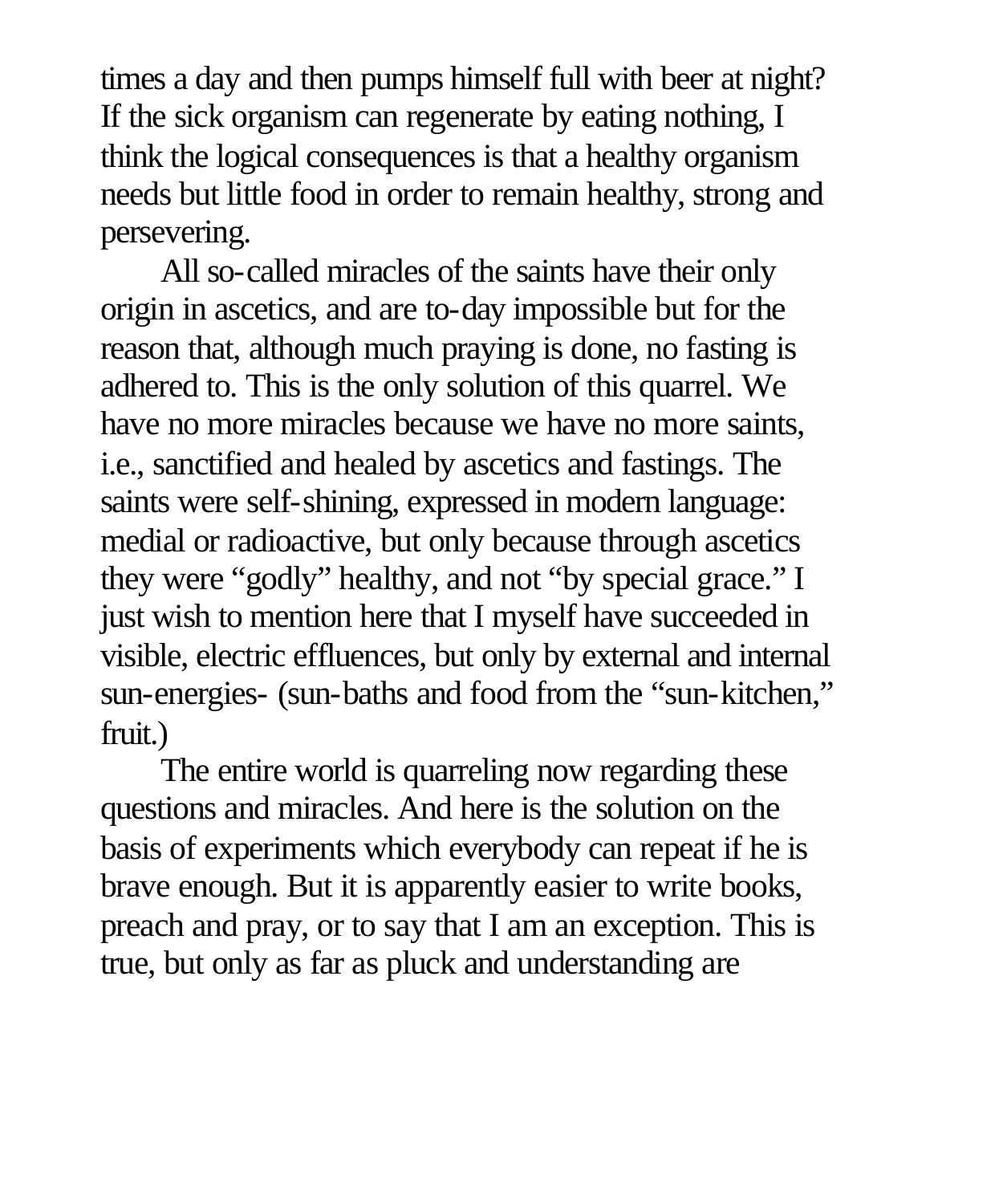times a day and then pumps himself full with beer at night? If the sick organism can regenerate by eating nothing, I think the logical consequences is that a healthy organism needs but little food in order to remain healthy, strong and persevering.

All so-called miracles of the saints have their only origin in ascetics, and are to-day impossible but for the reason that, although much praying is done, no fasting is adhered to. This is the only solution of this quarrel. We have no more miracles because we have no more saints, i.e., sanctified and healed by ascetics and fastings. The saints were self-shining, expressed in modern language: medial or radioactive, but only because through ascetics they were "godly" healthy, and not "by special grace." I just wish to mention here that I myself have succeeded in visible, electric effluences, but only by external and internal sun-energies- (sun-baths and food from the "sun-kitchen," fruit.)

The entire world is quarreling now regarding these questions and miracles. And here is the solution on the basis of experiments which everybody can repeat if he is brave enough. But it is apparently easier to write books, preach and pray, or to say that I am an exception. This is true, but only as far as pluck and understanding are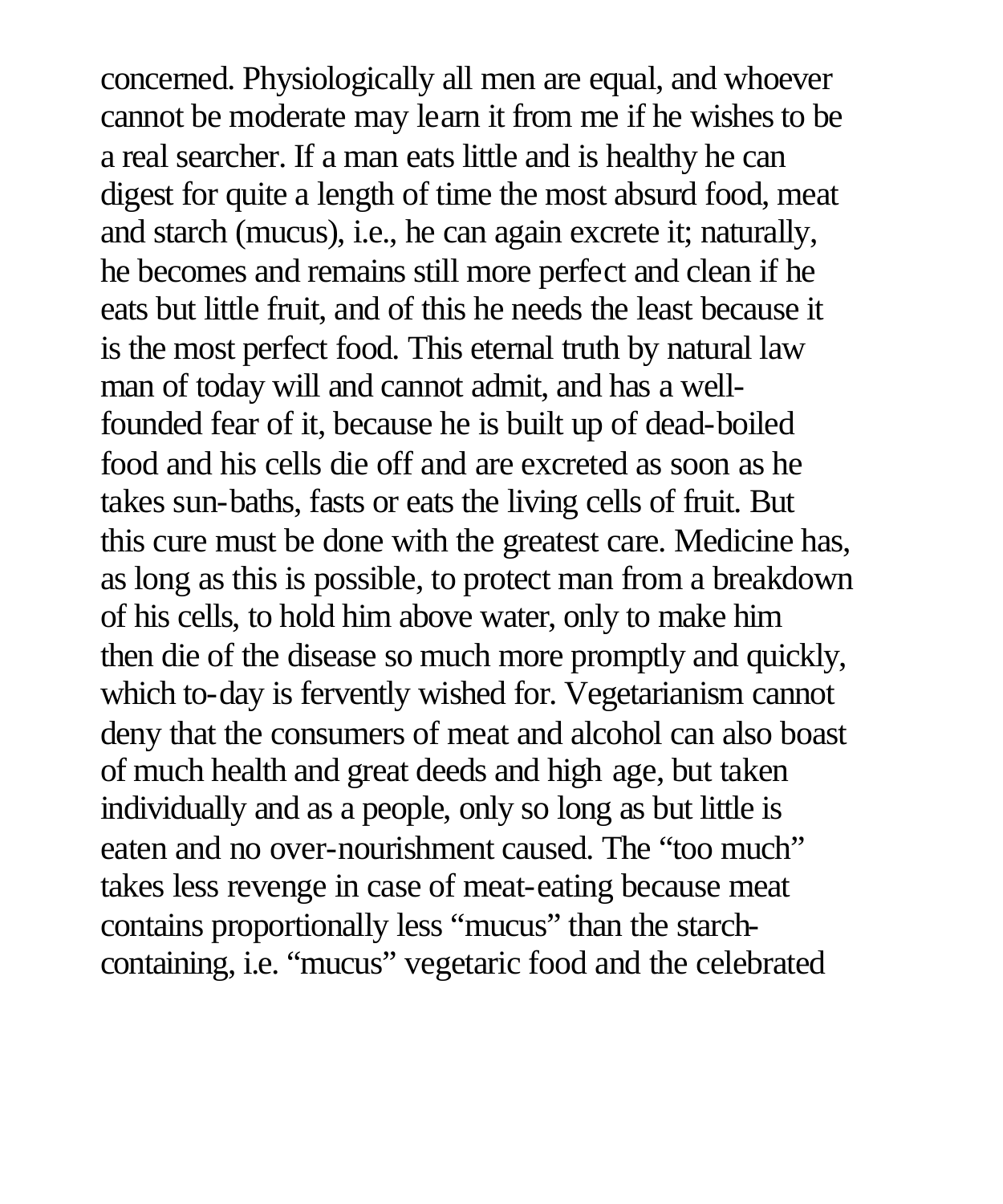concerned. Physiologically all men are equal, and whoever cannot be moderate may learn it from me if he wishes to be a real searcher. If a man eats little and is healthy he can digest for quite a length of time the most absurd food, meat and starch (mucus), i.e., he can again excrete it; naturally, he becomes and remains still more perfect and clean if he eats but little fruit, and of this he needs the least because it is the most perfect food. This eternal truth by natural law man of today will and cannot admit, and has a well-founded fear of it, because he is built up of dead-boiled food and his cells die off and are excreted as soon as he takes sun-baths, fasts or eats the living cells of fruit. But this cure must be done with the greatest care. Medicine has, as long as this is possible, to protect man from a breakdown of his cells, to hold him above water, only to make him then die of the disease so much more promptly and quickly, which to-day is fervently wished for. Vegetarianism cannot deny that the consumers of meat and alcohol can also boast of much health and great deeds and high age, but taken individually and as a people, only so long as but little is eaten and no over-nourishment caused. The "too much" takes less revenge in case of meat-eating because meat contains proportionally less "mucus" than the starch-containing, i.e. "mucus" vegetaric food and the celebrated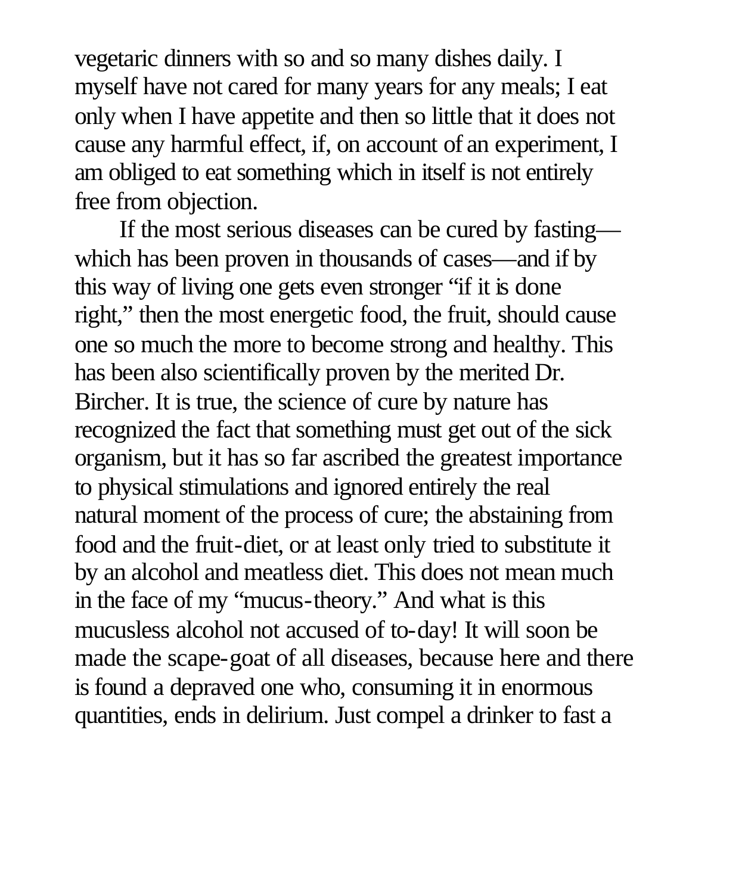vegetaric dinners with so and so many dishes daily. I myself have not cared for many years for any meals; I eat only when I have appetite and then so little that it does not cause any harmful effect, if, on account of an experiment, I am obliged to eat something which in itself is not entirely free from objection.

If the most serious diseases can be cured by fasting—which has been proven in thousands of cases—and if by this way of living one gets even stronger "if it is done right," then the most energetic food, the fruit, should cause one so much the more to become strong and healthy. This has been also scientifically proven by the merited Dr. Bircher. It is true, the science of cure by nature has recognized the fact that something must get out of the sick organism, but it has so far ascribed the greatest importance to physical stimulations and ignored entirely the real natural moment of the process of cure; the abstaining from food and the fruit-diet, or at least only tried to substitute it by an alcohol and meatless diet. This does not mean much in the face of my "mucus-theory." And what is this mucusless alcohol not accused of to-day! It will soon be made the scape-goat of all diseases, because here and there is found a depraved one who, consuming it in enormous quantities, ends in delirium. Just compel a drinker to fast a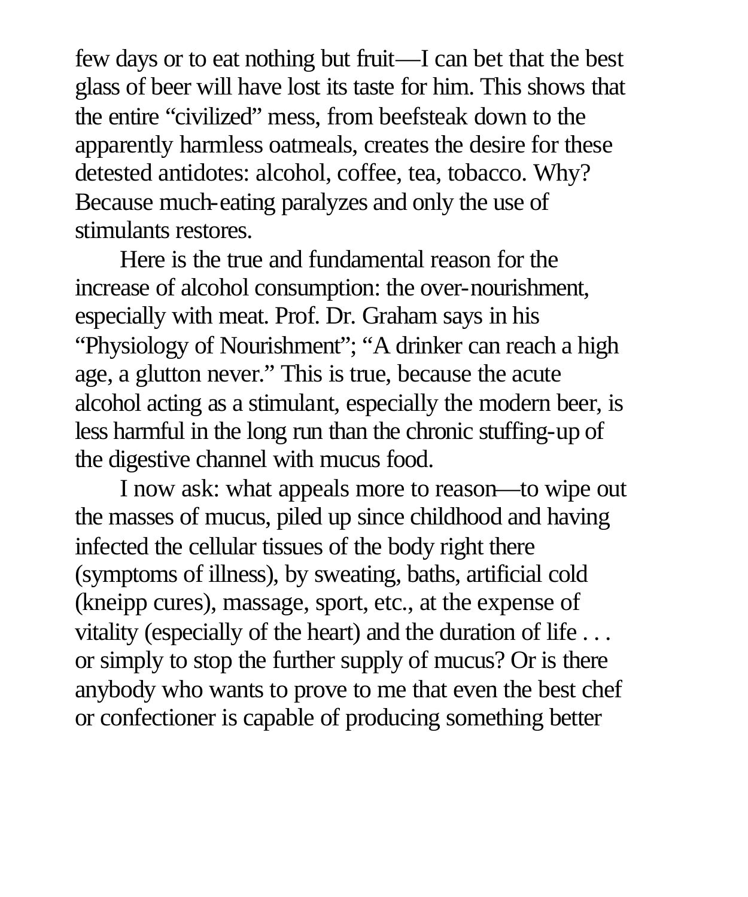few days or to eat nothing but fruit—I can bet that the best glass of beer will have lost its taste for him. This shows that the entire "civilized" mess, from beefsteak down to the apparently harmless oatmeals, creates the desire for these detested antidotes: alcohol, coffee, tea, tobacco. Why? Because much-eating paralyzes and only the use of stimulants restores.

Here is the true and fundamental reason for the increase of alcohol consumption: the over-nourishment, especially with meat. Prof. Dr. Graham says in his "Physiology of Nourishment"; "A drinker can reach a high age, a glutton never." This is true, because the acute alcohol acting as a stimulant, especially the modern beer, is less harmful in the long run than the chronic stuffing-up of the digestive channel with mucus food.

I now ask: what appeals more to reason—to wipe out the masses of mucus, piled up since childhood and having infected the cellular tissues of the body right there (symptoms of illness), by sweating, baths, artificial cold (kneipp cures), massage, sport, etc., at the expense of vitality (especially of the heart) and the duration of life . . . or simply to stop the further supply of mucus? Or is there anybody who wants to prove to me that even the best chef or confectioner is capable of producing something better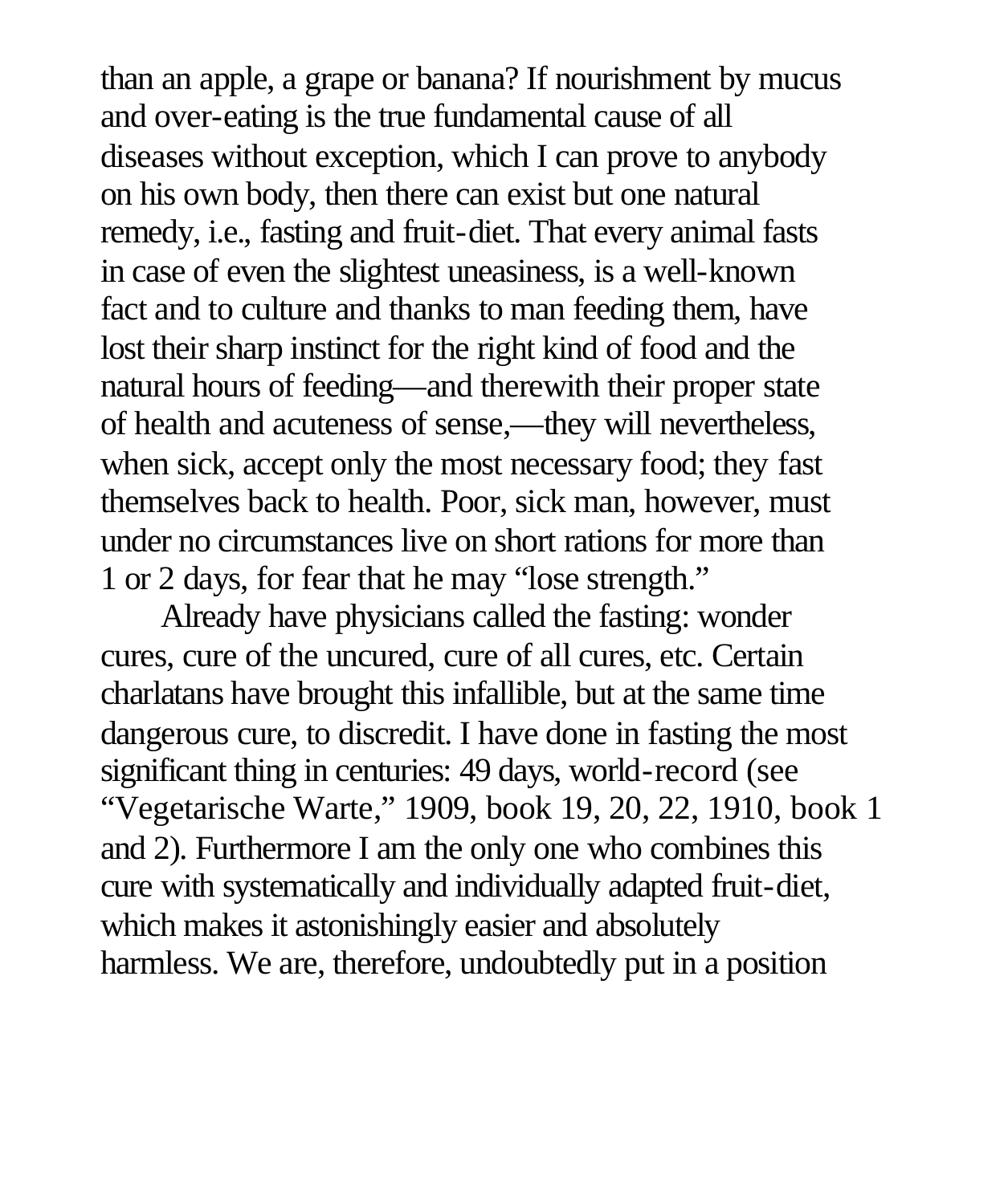than an apple, a grape or banana? If nourishment by mucus and over-eating is the true fundamental cause of all diseases without exception, which I can prove to anybody on his own body, then there can exist but one natural remedy, i.e., fasting and fruit-diet. That every animal fasts in case of even the slightest uneasiness, is a well-known fact and to culture and thanks to man feeding them, have lost their sharp instinct for the right kind of food and the natural hours of feeding—and therewith their proper state of health and acuteness of sense,—they will nevertheless, when sick, accept only the most necessary food; they fast themselves back to health. Poor, sick man, however, must under no circumstances live on short rations for more than 1 or 2 days, for fear that he may "lose strength."

Already have physicians called the fasting: wonder cures, cure of the uncured, cure of all cures, etc. Certain charlatans have brought this infallible, but at the same time dangerous cure, to discredit. I have done in fasting the most significant thing in centuries: 49 days, world-record (see "Vegetarische Warte," 1909, book 19, 20, 22, 1910, book 1 and 2). Furthermore I am the only one who combines this cure with systematically and individually adapted fruit-diet, which makes it astonishingly easier and absolutely harmless. We are, therefore, undoubtedly put in a position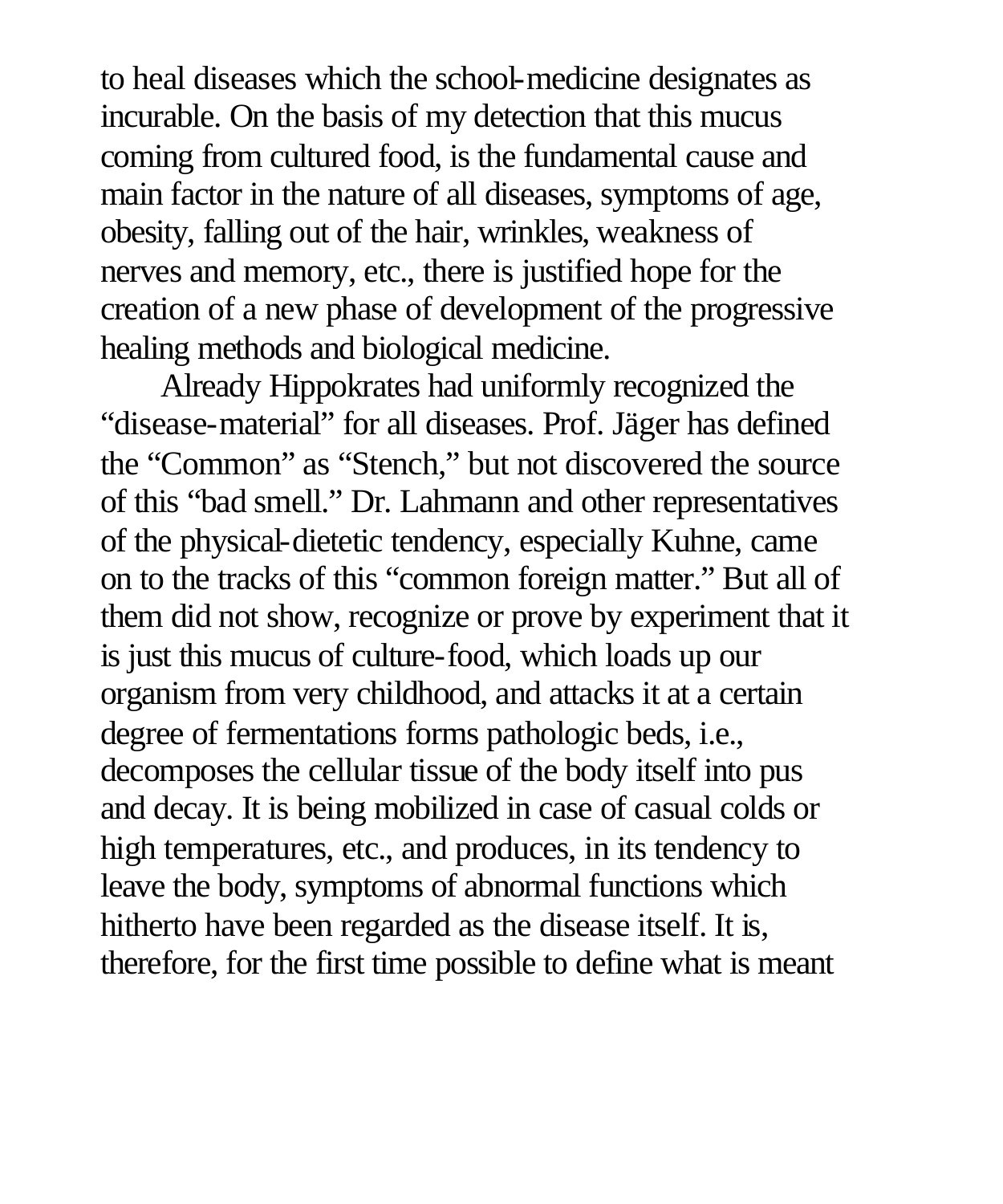to heal diseases which the school-medicine designates as incurable. On the basis of my detection that this mucus coming from cultured food, is the fundamental cause and main factor in the nature of all diseases, symptoms of age, obesity, falling out of the hair, wrinkles, weakness of nerves and memory, etc., there is justified hope for the creation of a new phase of development of the progressive healing methods and biological medicine.

Already Hippokrates had uniformly recognized the "disease-material" for all diseases. Prof. Jäger has defined the "Common" as "Stench," but not discovered the source of this "bad smell." Dr. Lahmann and other representatives of the physical-dietetic tendency, especially Kuhne, came on to the tracks of this "common foreign matter." But all of them did not show, recognize or prove by experiment that it is just this mucus of culture-food, which loads up our organism from very childhood, and attacks it at a certain degree of fermentations forms pathologic beds, i.e., decomposes the cellular tissue of the body itself into pus and decay. It is being mobilized in case of casual colds or high temperatures, etc., and produces, in its tendency to leave the body, symptoms of abnormal functions which hitherto have been regarded as the disease itself. It is, therefore, for the first time possible to define what is meant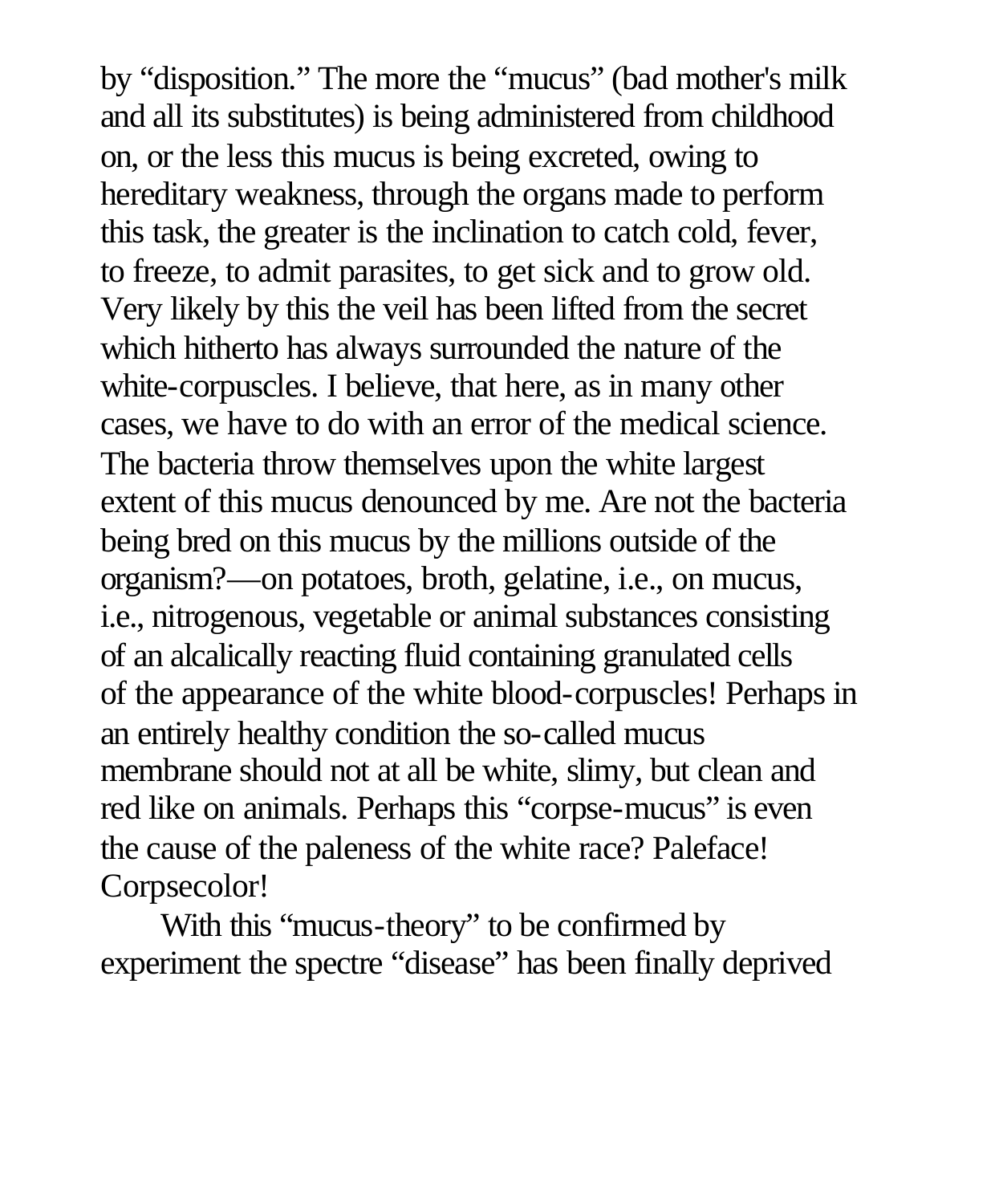by "disposition." The more the "mucus" (bad mother's milk and all its substitutes) is being administered from childhood on, or the less this mucus is being excreted, owing to hereditary weakness, through the organs made to perform this task, the greater is the inclination to catch cold, fever, to freeze, to admit parasites, to get sick and to grow old. Very likely by this the veil has been lifted from the secret which hitherto has always surrounded the nature of the white-corpuscles. I believe, that here, as in many other cases, we have to do with an error of the medical science. The bacteria throw themselves upon the white largest extent of this mucus denounced by me. Are not the bacteria being bred on this mucus by the millions outside of the organism?—on potatoes, broth, gelatine, i.e., on mucus, i.e., nitrogenous, vegetable or animal substances consisting of an alcalically reacting fluid containing granulated cells of the appearance of the white blood-corpuscles! Perhaps in an entirely healthy condition the so-called mucus membrane should not at all be white, slimy, but clean and red like on animals. Perhaps this "corpse-mucus" is even the cause of the paleness of the white race? Paleface! Corpsecolor!

With this "mucus-theory" to be confirmed by experiment the spectre "disease" has been finally deprived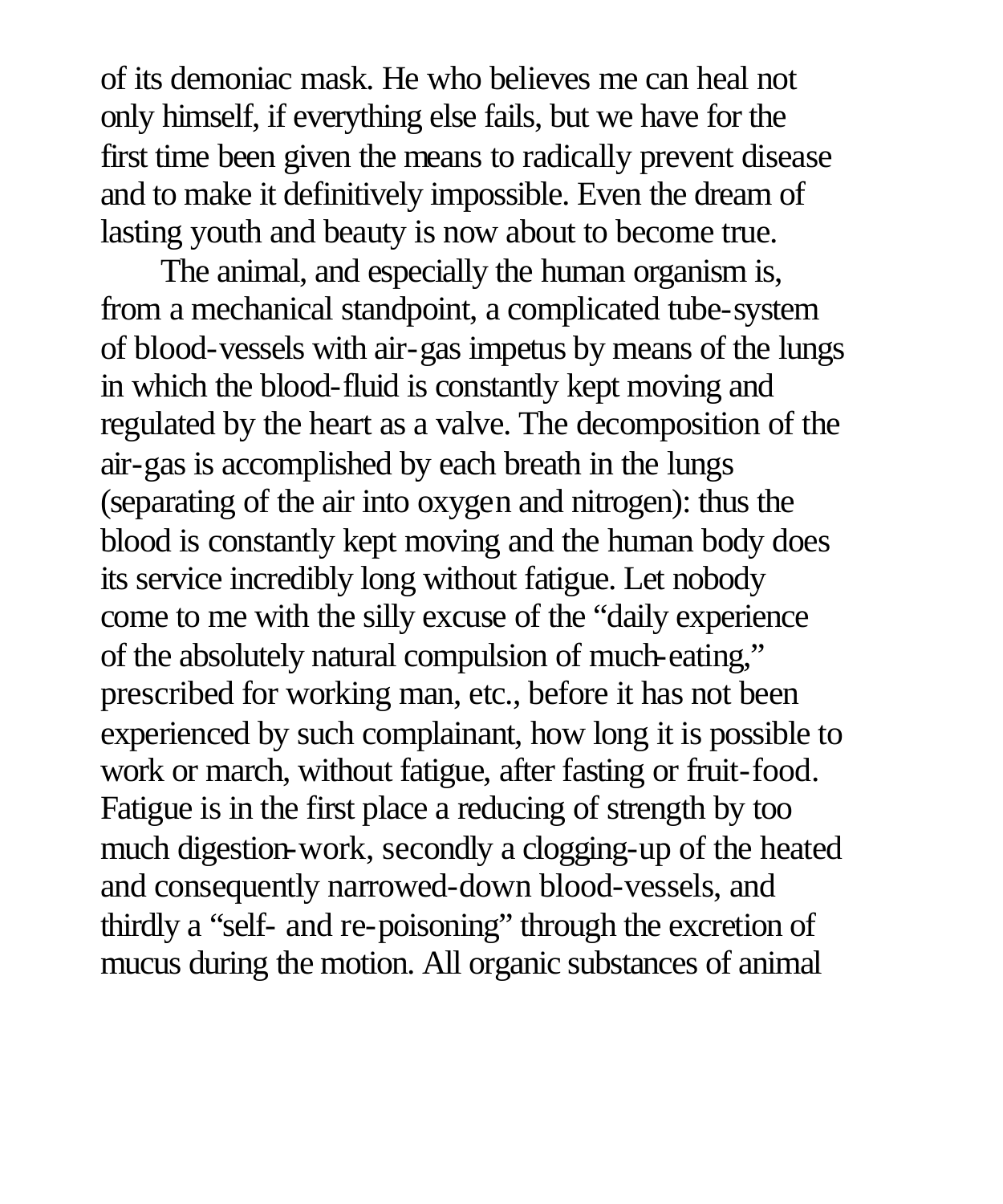of its demoniac mask. He who believes me can heal not only himself, if everything else fails, but we have for the first time been given the means to radically prevent disease and to make it definitively impossible. Even the dream of lasting youth and beauty is now about to become true.

The animal, and especially the human organism is, from a mechanical standpoint, a complicated tube-system of blood-vessels with air-gas impetus by means of the lungs in which the blood-fluid is constantly kept moving and regulated by the heart as a valve. The decomposition of the air-gas is accomplished by each breath in the lungs (separating of the air into oxygen and nitrogen): thus the blood is constantly kept moving and the human body does its service incredibly long without fatigue. Let nobody come to me with the silly excuse of the "daily experience of the absolutely natural compulsion of much-eating," prescribed for working man, etc., before it has not been experienced by such complainant, how long it is possible to work or march, without fatigue, after fasting or fruit-food. Fatigue is in the first place a reducing of strength by too much digestion-work, secondly a clogging-up of the heated and consequently narrowed-down blood-vessels, and thirdly a "self- and re-poisoning" through the excretion of mucus during the motion. All organic substances of animal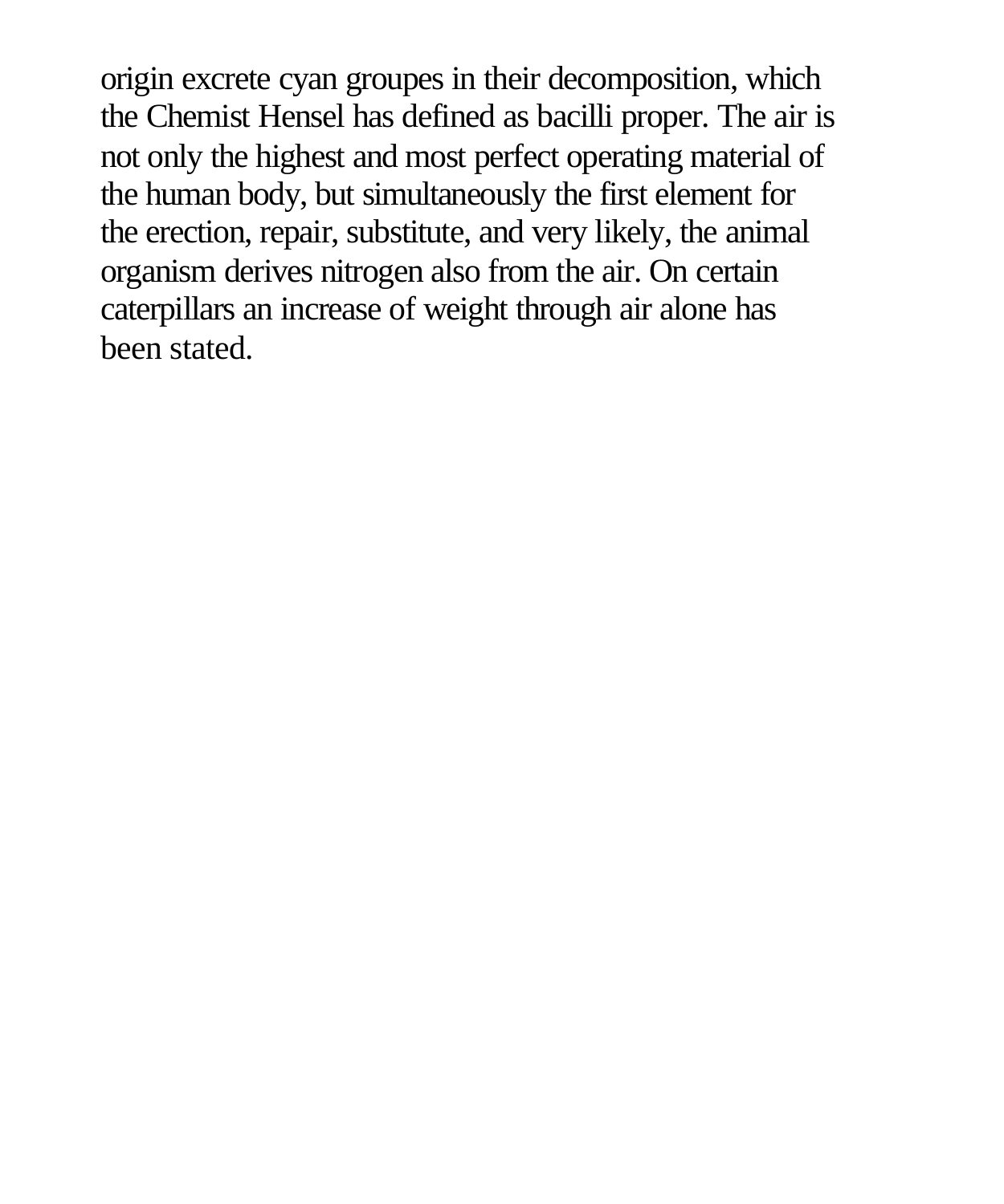origin excrete cyan groupes in their decomposition, which the Chemist Hensel has defined as bacilli proper. The air is not only the highest and most perfect operating material of the human body, but simultaneously the first element for the erection, repair, substitute, and very likely, the animal organism derives nitrogen also from the air. On certain caterpillars an increase of weight through air alone has been stated.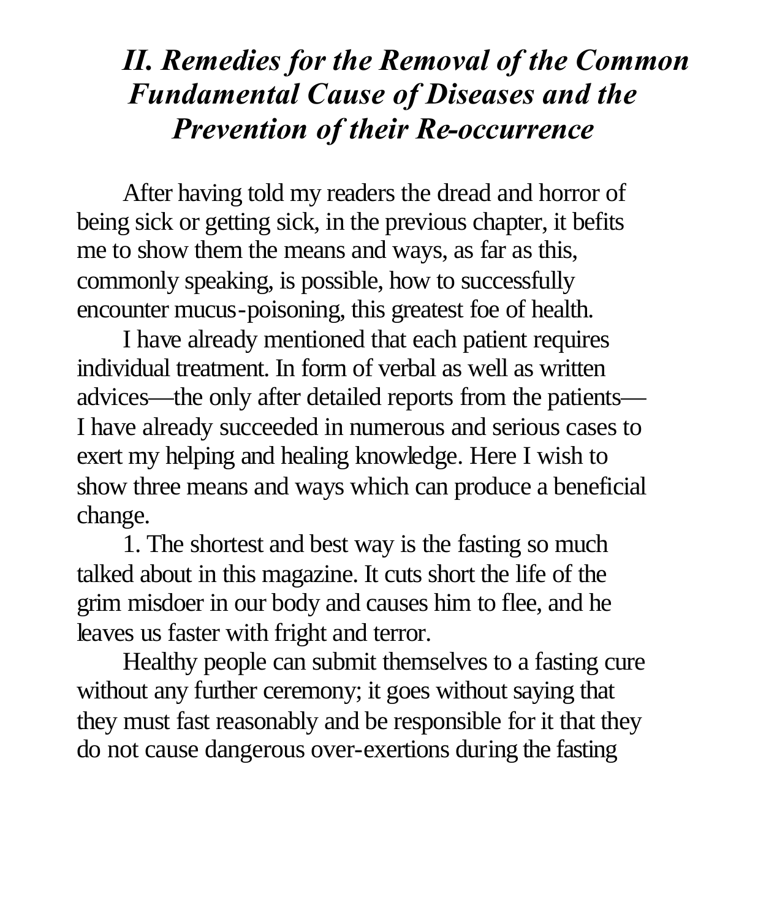## *II. Remedies for the Removal of the Common Fundamental Cause of Diseases and the Prevention of their Re-occurrence*

After having told my readers the dread and horror of being sick or getting sick, in the previous chapter, it befits me to show them the means and ways, as far as this, commonly speaking, is possible, how to successfully encounter mucus-poisoning, this greatest foe of health.

I have already mentioned that each patient requires individual treatment. In form of verbal as well as written advices—the only after detailed reports from the patients—I have already succeeded in numerous and serious cases to exert my helping and healing knowledge. Here I wish to show three means and ways which can produce a beneficial change.

1. The shortest and best way is the fasting so much talked about in this magazine. It cuts short the life of the grim misdoer in our body and causes him to flee, and he leaves us faster with fright and terror.

Healthy people can submit themselves to a fasting cure without any further ceremony; it goes without saying that they must fast reasonably and be responsible for it that they do not cause dangerous over-exertions during the fasting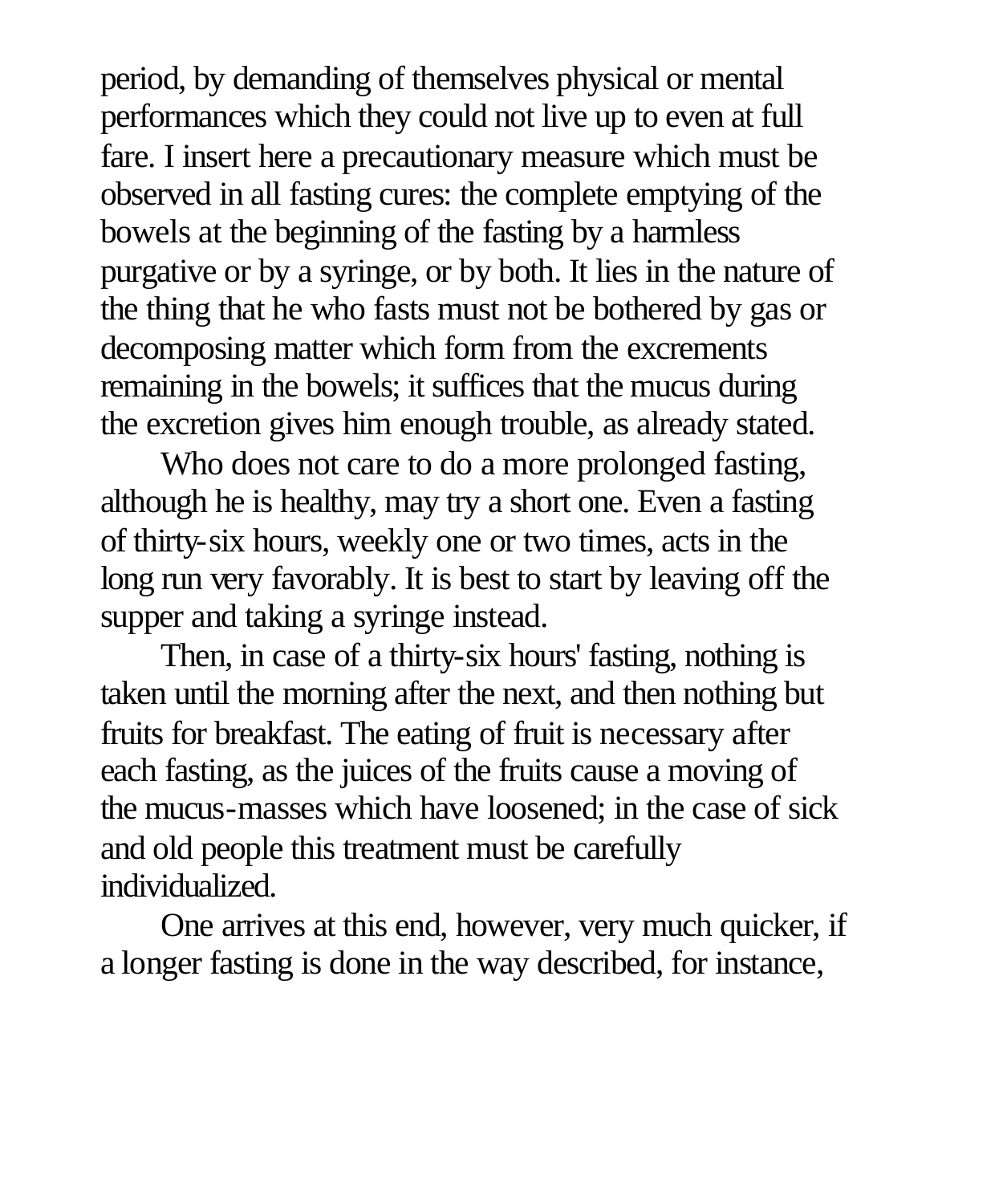period, by demanding of themselves physical or mental performances which they could not live up to even at full fare. I insert here a precautionary measure which must be observed in all fasting cures: the complete emptying of the bowels at the beginning of the fasting by a harmless purgative or by a syringe, or by both. It lies in the nature of the thing that he who fasts must not be bothered by gas or decomposing matter which form from the excrements remaining in the bowels; it suffices that the mucus during the excretion gives him enough trouble, as already stated.

Who does not care to do a more prolonged fasting, although he is healthy, may try a short one. Even a fasting of thirty-six hours, weekly one or two times, acts in the long run very favorably. It is best to start by leaving off the supper and taking a syringe instead.

Then, in case of a thirty-six hours' fasting, nothing is taken until the morning after the next, and then nothing but fruits for breakfast. The eating of fruit is necessary after each fasting, as the juices of the fruits cause a moving of the mucus-masses which have loosened; in the case of sick and old people this treatment must be carefully individualized.

One arrives at this end, however, very much quicker, if a longer fasting is done in the way described, for instance,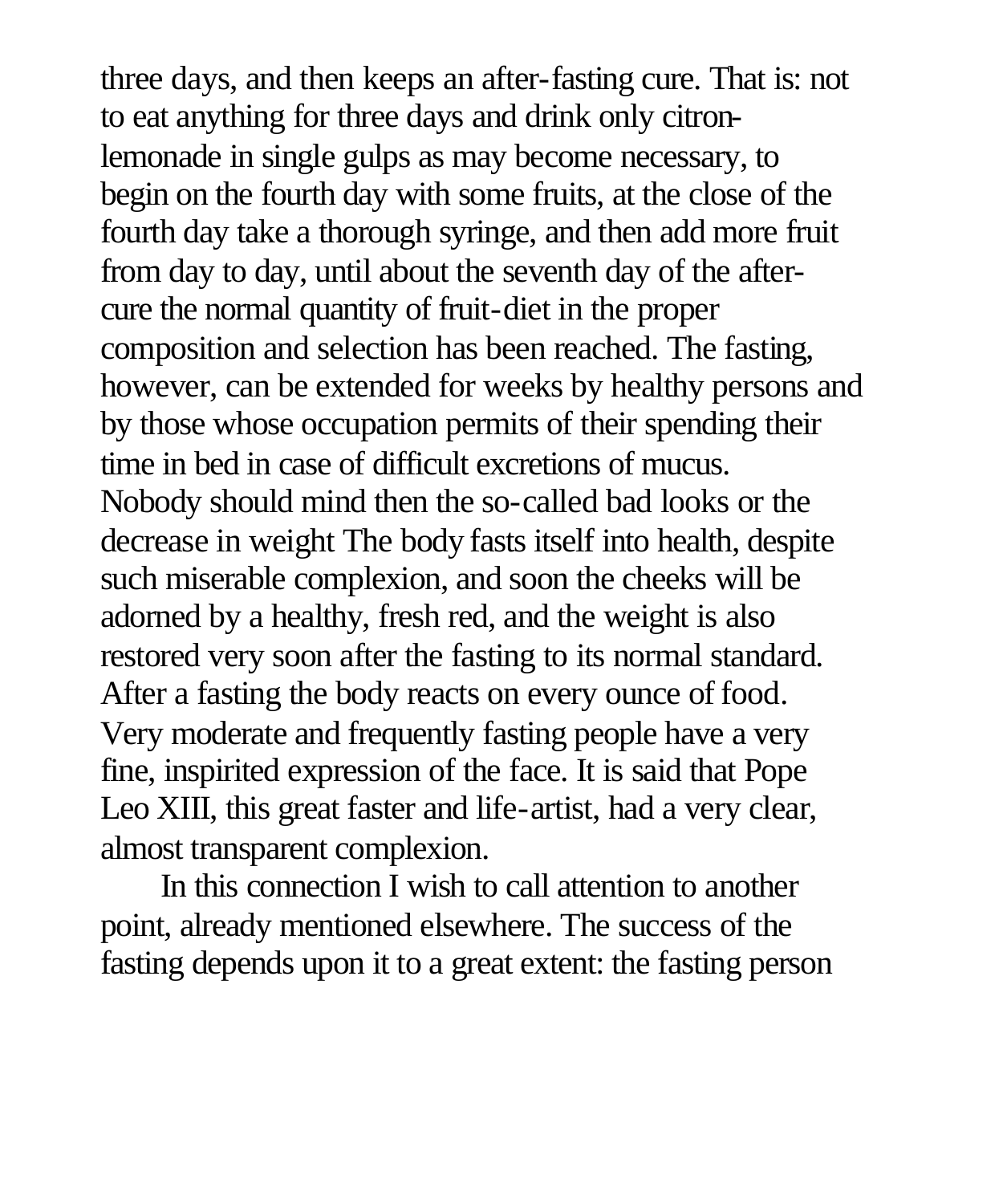three days, and then keeps an after-fasting cure. That is: not to eat anything for three days and drink only citron-lemonade in single gulps as may become necessary, to begin on the fourth day with some fruits, at the close of the fourth day take a thorough syringe, and then add more fruit from day to day, until about the seventh day of the after-cure the normal quantity of fruit-diet in the proper composition and selection has been reached. The fasting, however, can be extended for weeks by healthy persons and by those whose occupation permits of their spending their time in bed in case of difficult excretions of mucus. Nobody should mind then the so-called bad looks or the decrease in weight The body fasts itself into health, despite such miserable complexion, and soon the cheeks will be adorned by a healthy, fresh red, and the weight is also restored very soon after the fasting to its normal standard. After a fasting the body reacts on every ounce of food. Very moderate and frequently fasting people have a very fine, inspirited expression of the face. It is said that Pope Leo XIII, this great faster and life-artist, had a very clear, almost transparent complexion.

In this connection I wish to call attention to another point, already mentioned elsewhere. The success of the fasting depends upon it to a great extent: the fasting person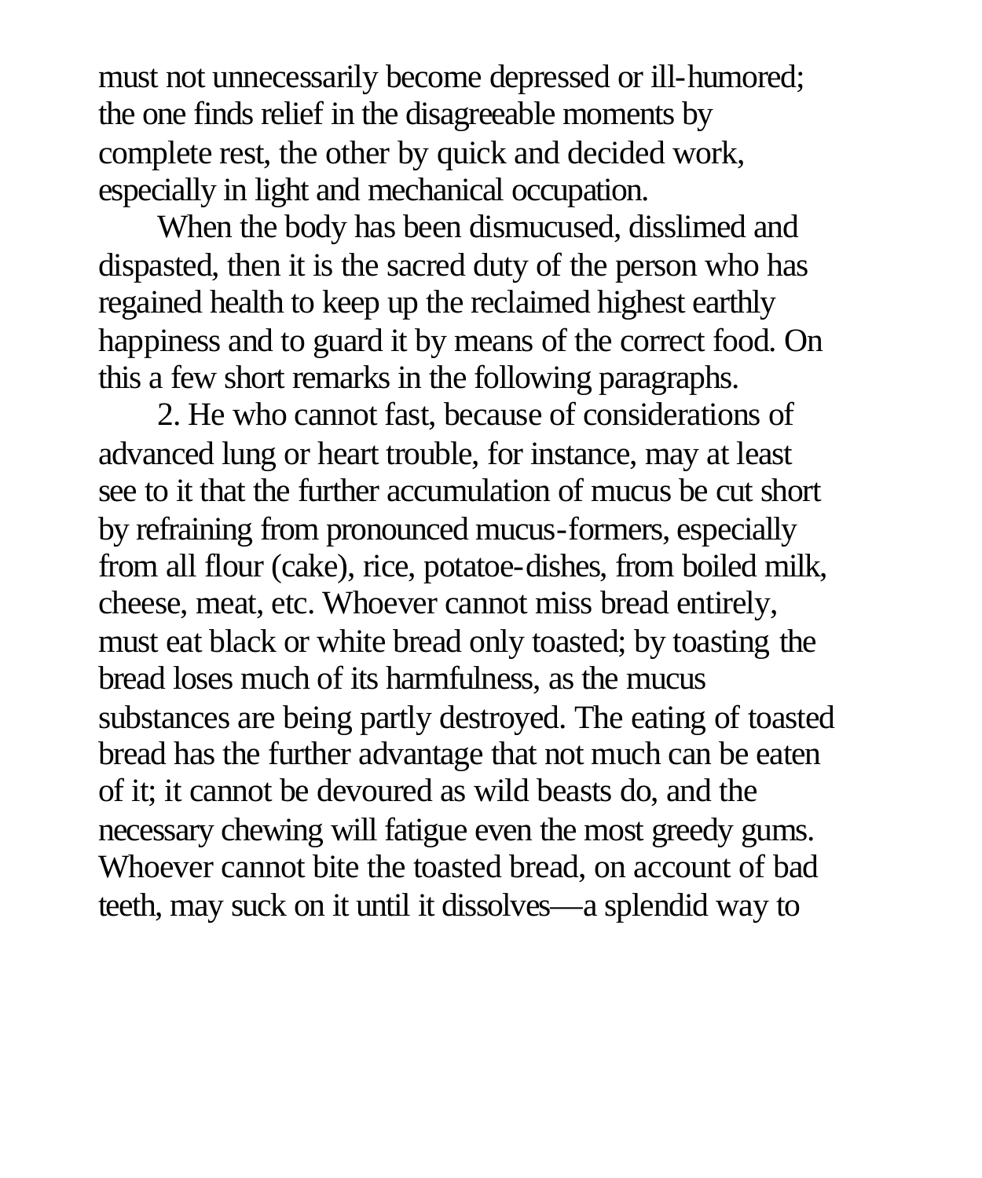must not unnecessarily become depressed or ill-humored; the one finds relief in the disagreeable moments by complete rest, the other by quick and decided work, especially in light and mechanical occupation.

When the body has been dismucused, disslimed and dispasted, then it is the sacred duty of the person who has regained health to keep up the reclaimed highest earthly happiness and to guard it by means of the correct food. On this a few short remarks in the following paragraphs.

2. He who cannot fast, because of considerations of advanced lung or heart trouble, for instance, may at least see to it that the further accumulation of mucus be cut short by refraining from pronounced mucus-formers, especially from all flour (cake), rice, potatoe-dishes, from boiled milk, cheese, meat, etc. Whoever cannot miss bread entirely, must eat black or white bread only toasted; by toasting the bread loses much of its harmfulness, as the mucus substances are being partly destroyed. The eating of toasted bread has the further advantage that not much can be eaten of it; it cannot be devoured as wild beasts do, and the necessary chewing will fatigue even the most greedy gums. Whoever cannot bite the toasted bread, on account of bad teeth, may suck on it until it dissolves—a splendid way to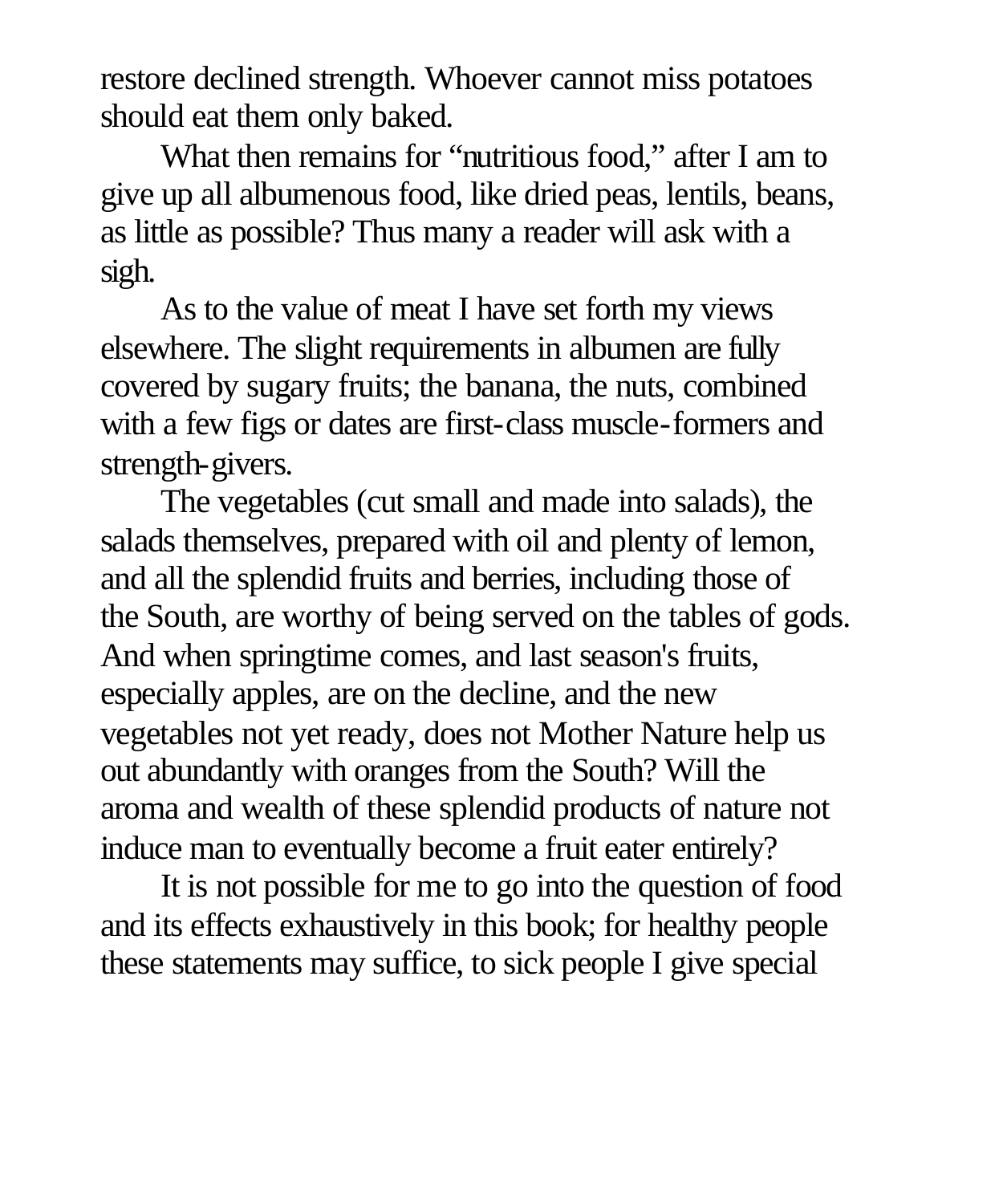restore declined strength. Whoever cannot miss potatoes should eat them only baked.

What then remains for "nutritious food," after I am to give up all albumenous food, like dried peas, lentils, beans, as little as possible? Thus many a reader will ask with a sigh.

As to the value of meat I have set forth my views elsewhere. The slight requirements in albumen are fully covered by sugary fruits; the banana, the nuts, combined with a few figs or dates are first-class muscle-formers and strength-givers.

The vegetables (cut small and made into salads), the salads themselves, prepared with oil and plenty of lemon, and all the splendid fruits and berries, including those of the South, are worthy of being served on the tables of gods. And when springtime comes, and last season's fruits, especially apples, are on the decline, and the new vegetables not yet ready, does not Mother Nature help us out abundantly with oranges from the South? Will the aroma and wealth of these splendid products of nature not induce man to eventually become a fruit eater entirely?

It is not possible for me to go into the question of food and its effects exhaustively in this book; for healthy people these statements may suffice, to sick people I give special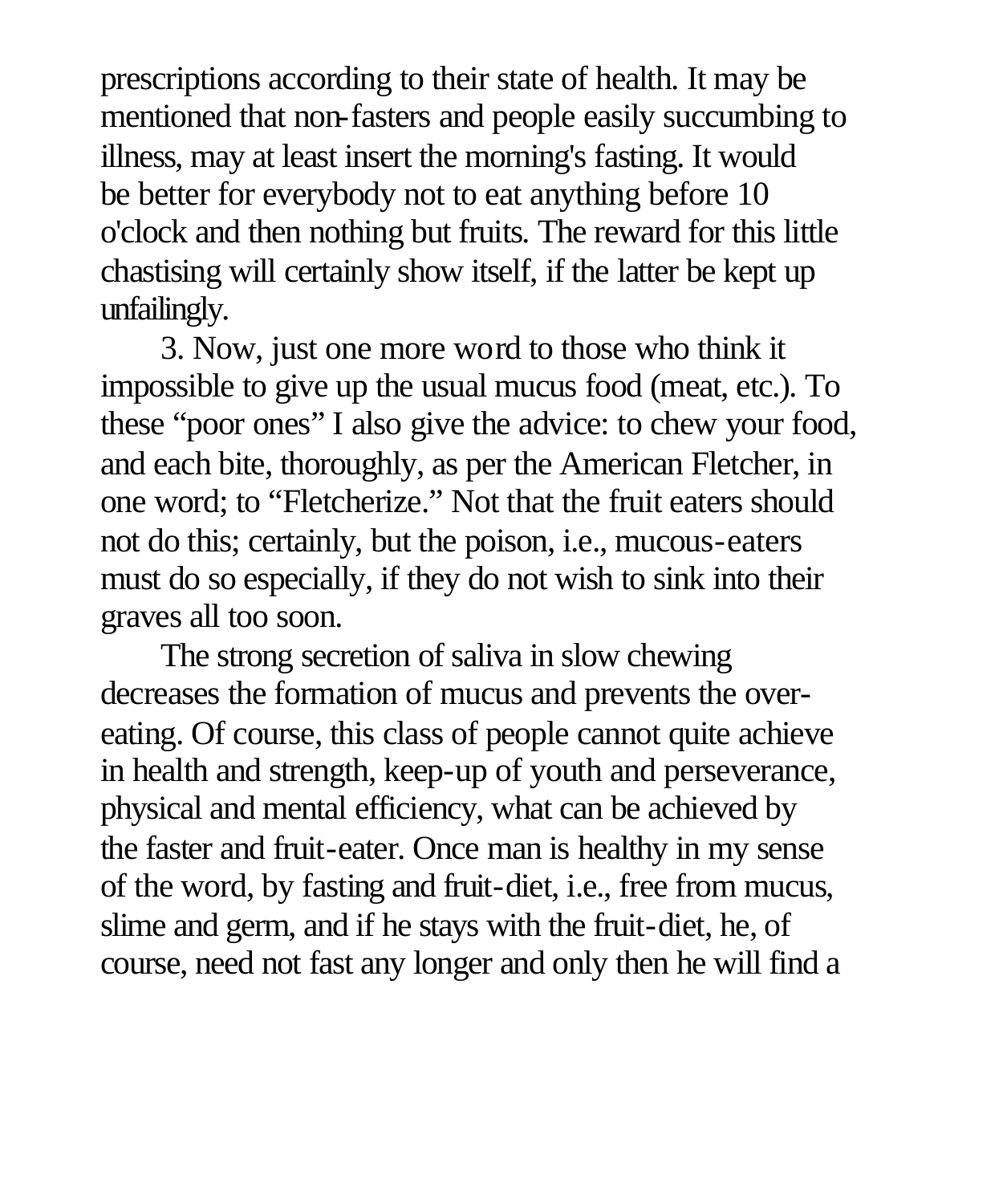prescriptions according to their state of health. It may be mentioned that non-fasters and people easily succumbing to illness, may at least insert the morning's fasting. It would be better for everybody not to eat anything before 10 o'clock and then nothing but fruits. The reward for this little chastising will certainly show itself, if the latter be kept up unfailingly.

3. Now, just one more word to those who think it impossible to give up the usual mucus food (meat, etc.). To these "poor ones" I also give the advice: to chew your food, and each bite, thoroughly, as per the American Fletcher, in one word; to "Fletcherize." Not that the fruit eaters should not do this; certainly, but the poison, i.e., mucous-eaters must do so especially, if they do not wish to sink into their graves all too soon.

The strong secretion of saliva in slow chewing decreases the formation of mucus and prevents the over-eating. Of course, this class of people cannot quite achieve in health and strength, keep-up of youth and perseverance, physical and mental efficiency, what can be achieved by the faster and fruit-eater. Once man is healthy in my sense of the word, by fasting and fruit-diet, i.e., free from mucus, slime and germ, and if he stays with the fruit-diet, he, of course, need not fast any longer and only then he will find a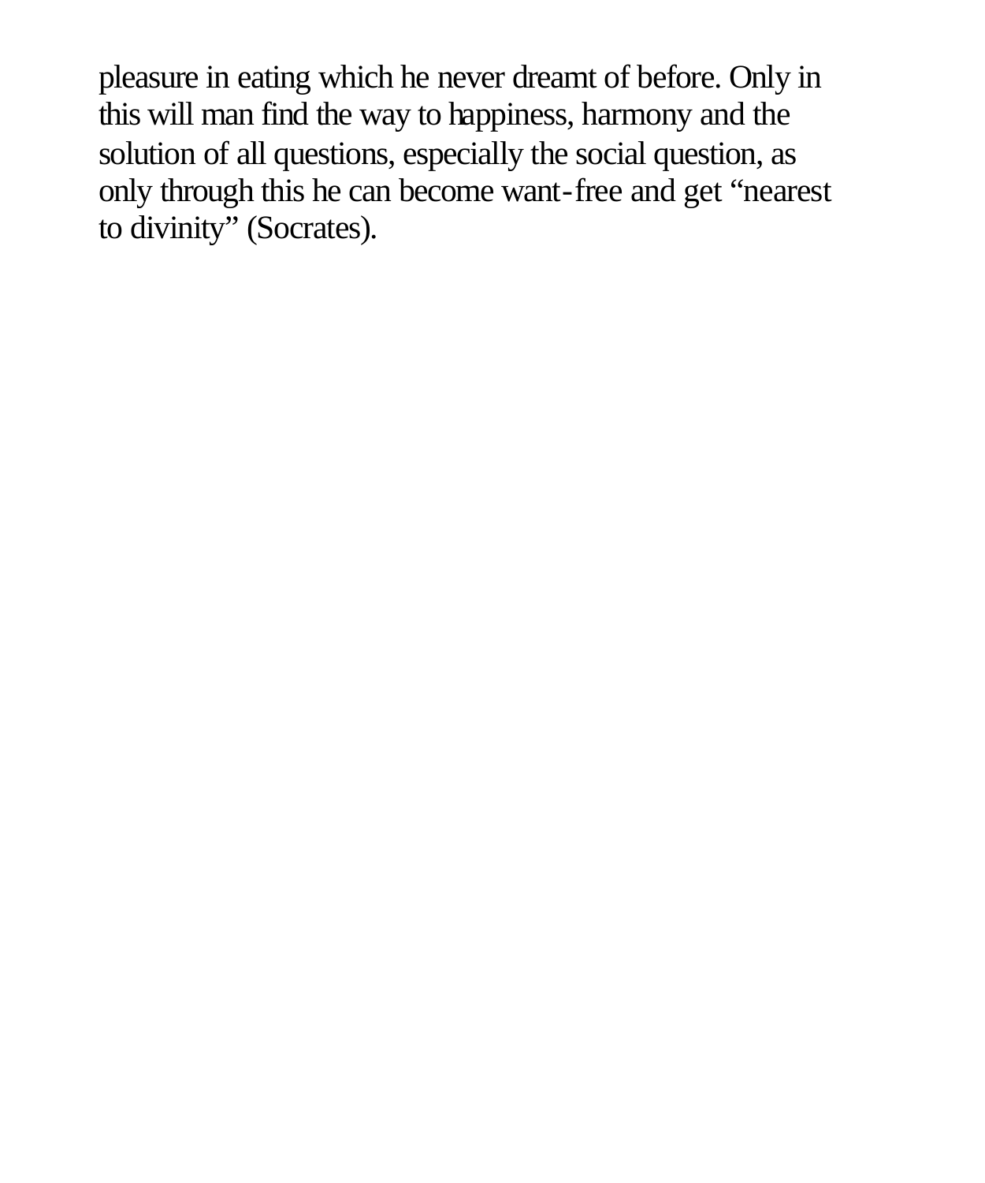pleasure in eating which he never dreamt of before. Only in this will man find the way to happiness, harmony and the solution of all questions, especially the social question, as only through this he can become want-free and get "nearest to divinity" (Socrates).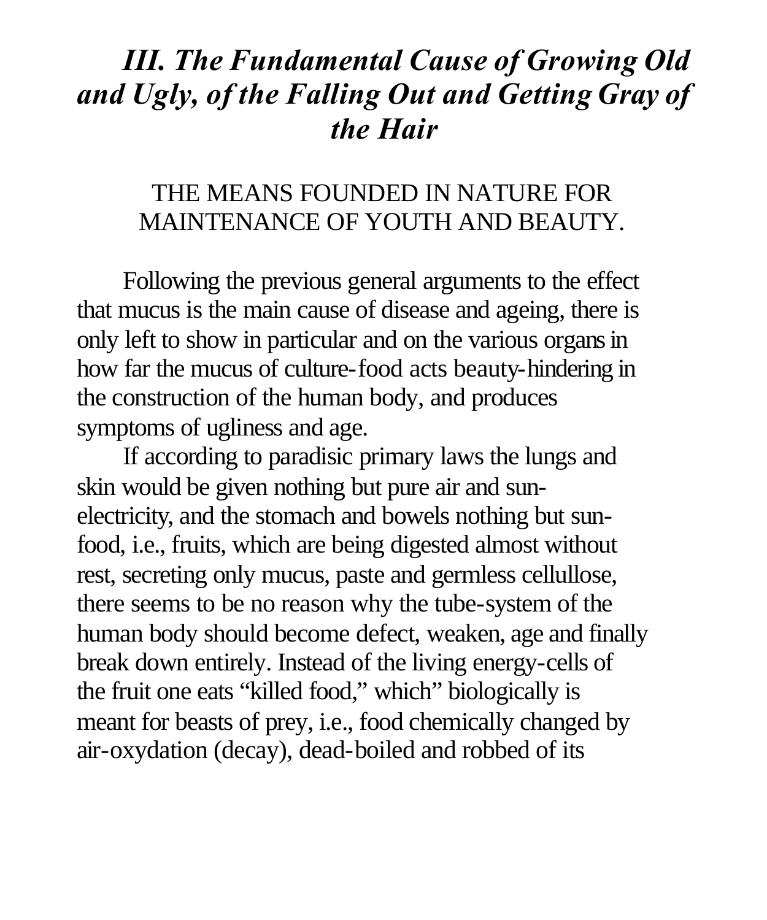## *III. The Fundamental Cause of Growing Old and Ugly, of the Falling Out and Getting Gray of the Hair*

THE MEANS FOUNDED IN NATURE FOR MAINTENANCE OF YOUTH AND BEAUTY.

Following the previous general arguments to the effect that mucus is the main cause of disease and ageing, there is only left to show in particular and on the various organs in how far the mucus of culture-food acts beauty-hindering in the construction of the human body, and produces symptoms of ugliness and age.

If according to paradisic primary laws the lungs and skin would be given nothing but pure air and sun-electricity, and the stomach and bowels nothing but sun-food, i.e., fruits, which are being digested almost without rest, secreting only mucus, paste and germless cellullose, there seems to be no reason why the tube-system of the human body should become defect, weaken, age and finally break down entirely. Instead of the living energy-cells of the fruit one eats "killed food," which" biologically is meant for beasts of prey, i.e., food chemically changed by air-oxydation (decay), dead-boiled and robbed of its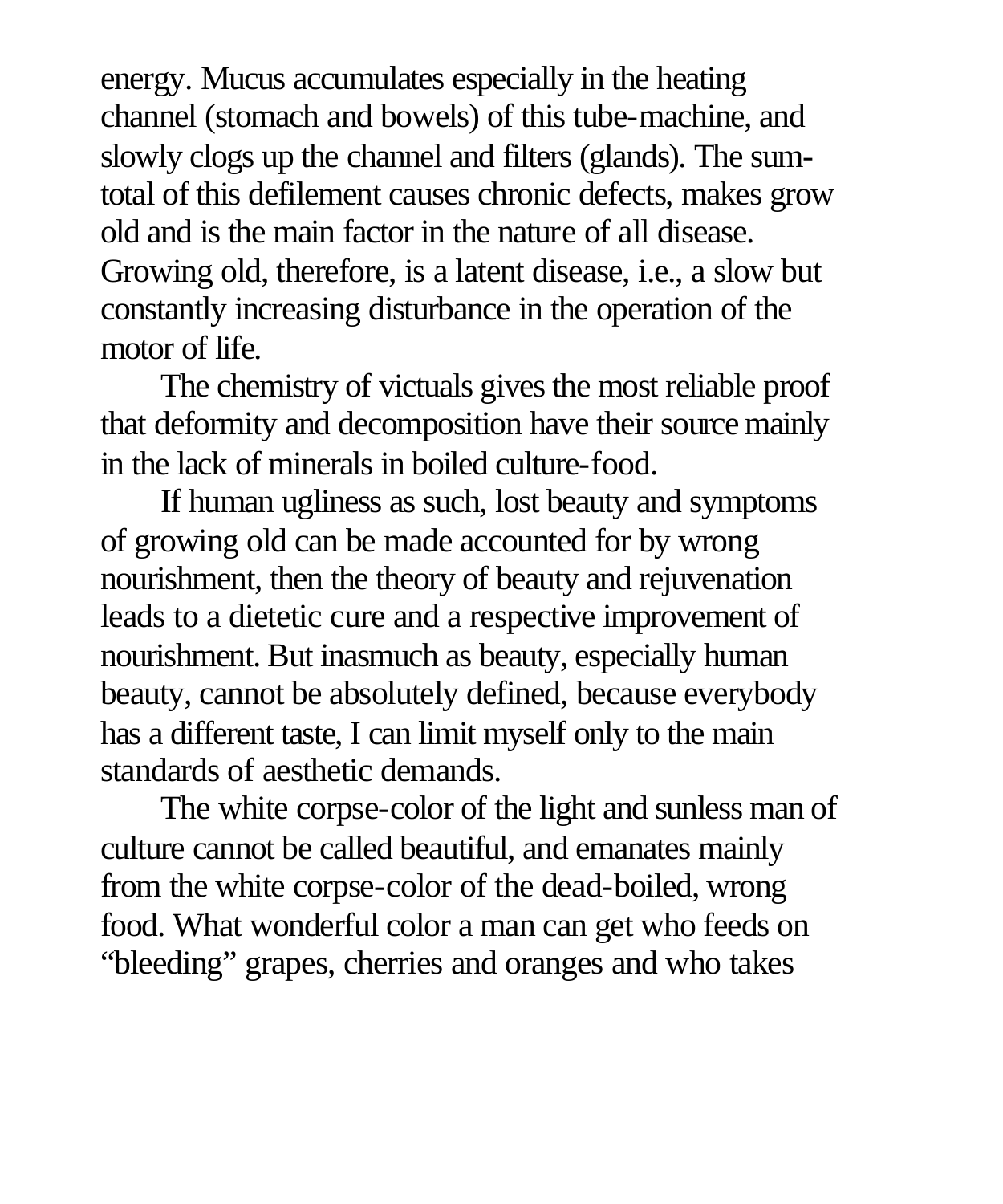energy. Mucus accumulates especially in the heating channel (stomach and bowels) of this tube-machine, and slowly clogs up the channel and filters (glands). The sum-total of this defilement causes chronic defects, makes grow old and is the main factor in the nature of all disease. Growing old, therefore, is a latent disease, i.e., a slow but constantly increasing disturbance in the operation of the motor of life.

The chemistry of victuals gives the most reliable proof that deformity and decomposition have their source mainly in the lack of minerals in boiled culture-food.

If human ugliness as such, lost beauty and symptoms of growing old can be made accounted for by wrong nourishment, then the theory of beauty and rejuvenation leads to a dietetic cure and a respective improvement of nourishment. But inasmuch as beauty, especially human beauty, cannot be absolutely defined, because everybody has a different taste, I can limit myself only to the main standards of aesthetic demands.

The white corpse-color of the light and sunless man of culture cannot be called beautiful, and emanates mainly from the white corpse-color of the dead-boiled, wrong food. What wonderful color a man can get who feeds on "bleeding" grapes, cherries and oranges and who takes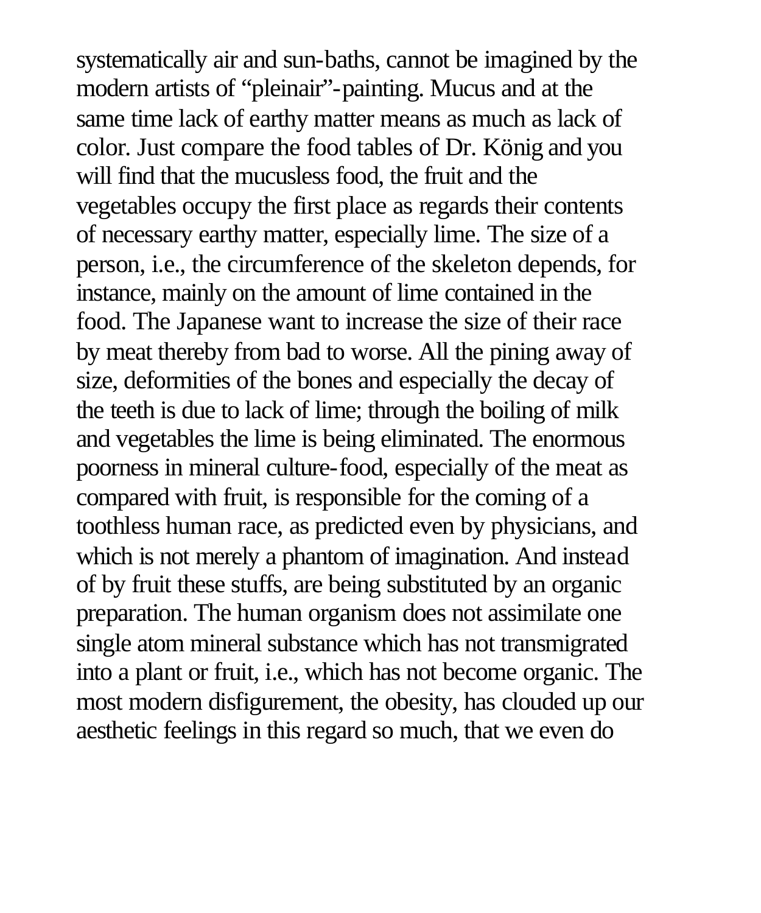systematically air and sun-baths, cannot be imagined by the modern artists of "pleinair"-painting. Mucus and at the same time lack of earthy matter means as much as lack of color. Just compare the food tables of Dr. König and you will find that the mucusless food, the fruit and the vegetables occupy the first place as regards their contents of necessary earthy matter, especially lime. The size of a person, i.e., the circumference of the skeleton depends, for instance, mainly on the amount of lime contained in the food. The Japanese want to increase the size of their race by meat thereby from bad to worse. All the pining away of size, deformities of the bones and especially the decay of the teeth is due to lack of lime; through the boiling of milk and vegetables the lime is being eliminated. The enormous poorness in mineral culture-food, especially of the meat as compared with fruit, is responsible for the coming of a toothless human race, as predicted even by physicians, and which is not merely a phantom of imagination. And instead of by fruit these stuffs, are being substituted by an organic preparation. The human organism does not assimilate one single atom mineral substance which has not transmigrated into a plant or fruit, i.e., which has not become organic. The most modern disfigurement, the obesity, has clouded up our aesthetic feelings in this regard so much, that we even do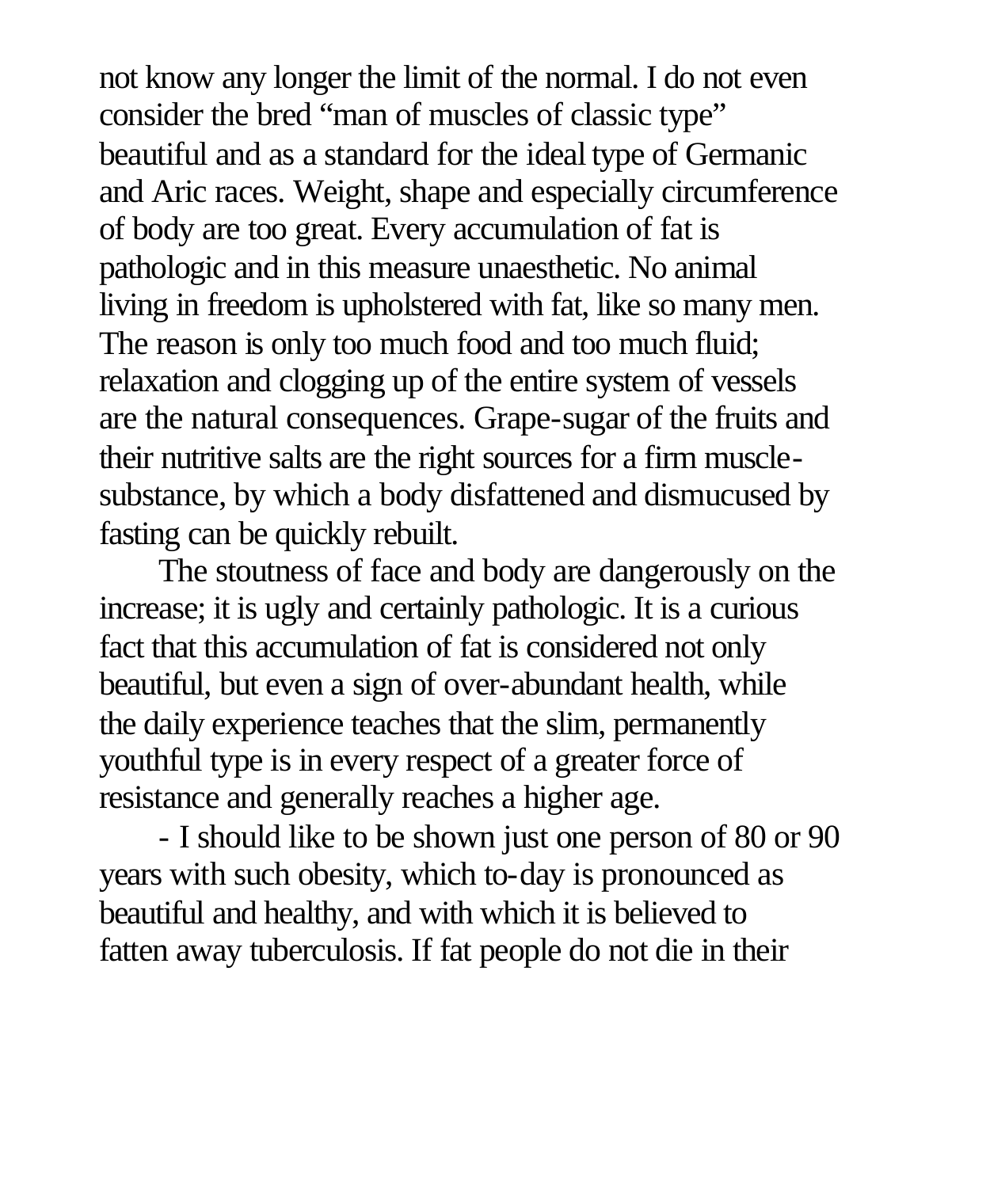not know any longer the limit of the normal. I do not even consider the bred "man of muscles of classic type" beautiful and as a standard for the ideal type of Germanic and Aric races. Weight, shape and especially circumference of body are too great. Every accumulation of fat is pathologic and in this measure unaesthetic. No animal living in freedom is upholstered with fat, like so many men. The reason is only too much food and too much fluid; relaxation and clogging up of the entire system of vessels are the natural consequences. Grape-sugar of the fruits and their nutritive salts are the right sources for a firm muscle-substance, by which a body disfattened and dismucused by fasting can be quickly rebuilt.

The stoutness of face and body are dangerously on the increase; it is ugly and certainly pathologic. It is a curious fact that this accumulation of fat is considered not only beautiful, but even a sign of over-abundant health, while the daily experience teaches that the slim, permanently youthful type is in every respect of a greater force of resistance and generally reaches a higher age.

- I should like to be shown just one person of 80 or 90 years with such obesity, which to-day is pronounced as beautiful and healthy, and with which it is believed to fatten away tuberculosis. If fat people do not die in their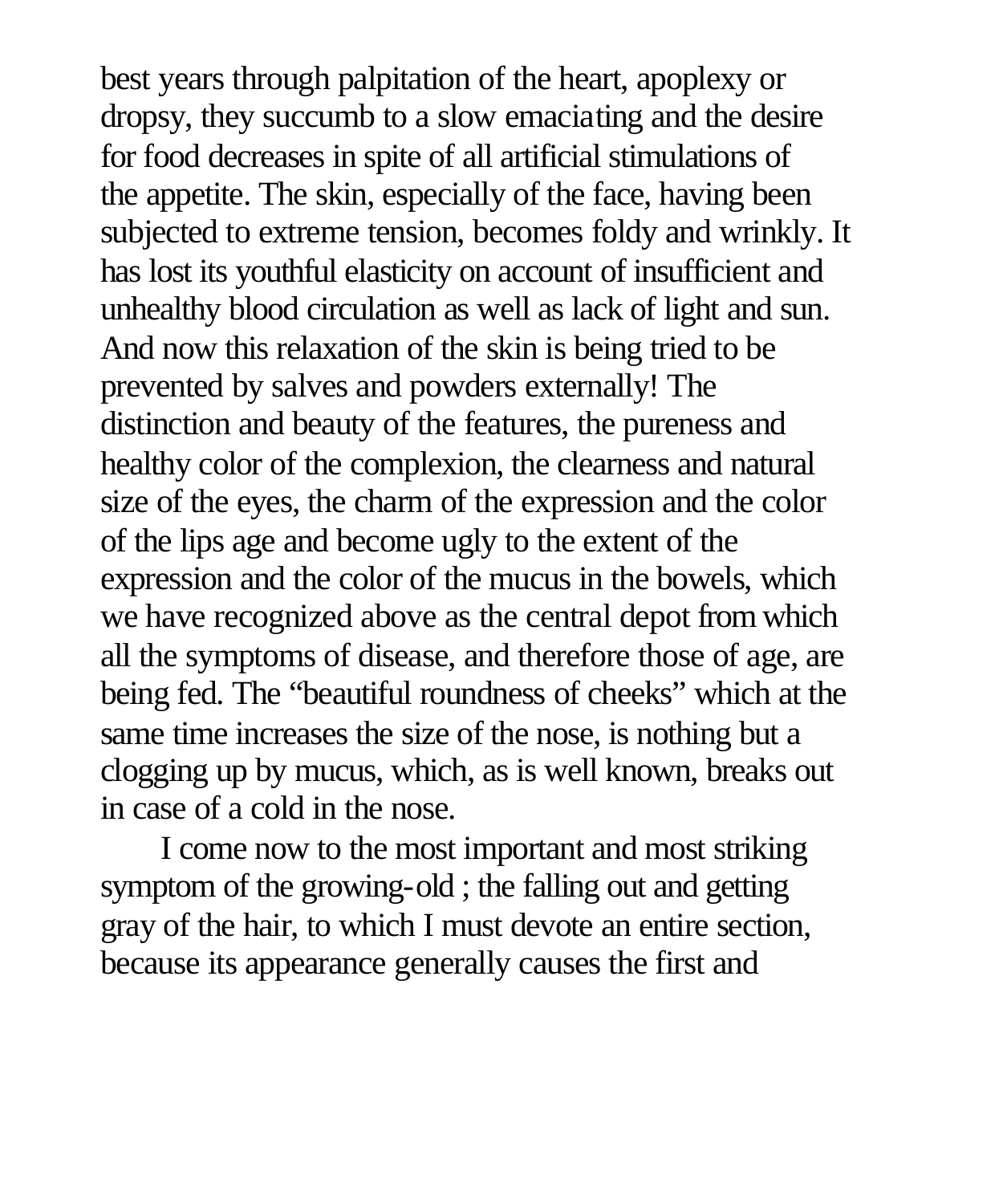best years through palpitation of the heart, apoplexy or dropsy, they succumb to a slow emaciating and the desire for food decreases in spite of all artificial stimulations of the appetite. The skin, especially of the face, having been subjected to extreme tension, becomes foldy and wrinkly. It has lost its youthful elasticity on account of insufficient and unhealthy blood circulation as well as lack of light and sun. And now this relaxation of the skin is being tried to be prevented by salves and powders externally! The distinction and beauty of the features, the pureness and healthy color of the complexion, the clearness and natural size of the eyes, the charm of the expression and the color of the lips age and become ugly to the extent of the expression and the color of the mucus in the bowels, which we have recognized above as the central depot from which all the symptoms of disease, and therefore those of age, are being fed. The "beautiful roundness of cheeks" which at the same time increases the size of the nose, is nothing but a clogging up by mucus, which, as is well known, breaks out in case of a cold in the nose.

I come now to the most important and most striking symptom of the growing-old ; the falling out and getting gray of the hair, to which I must devote an entire section, because its appearance generally causes the first and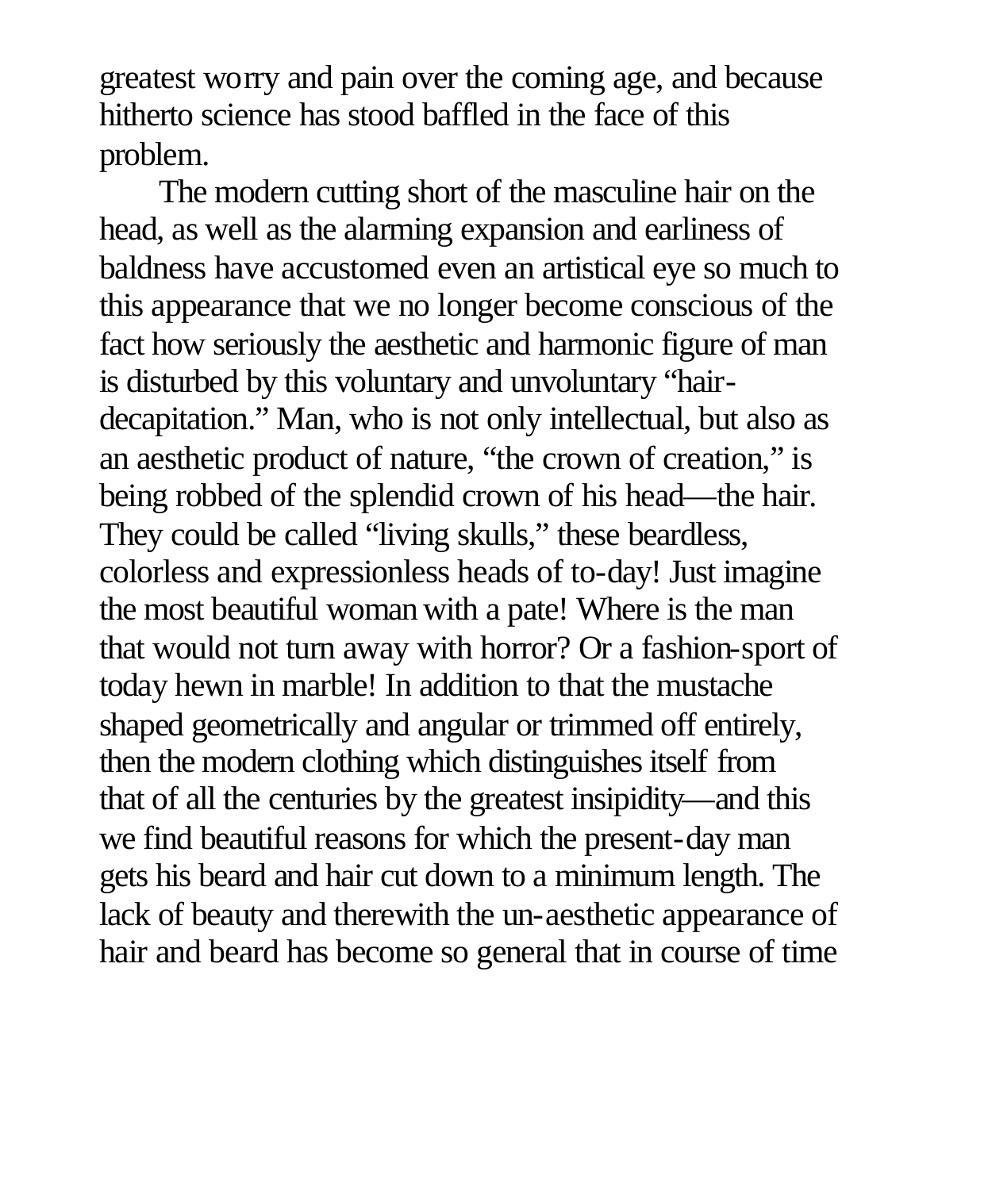greatest worry and pain over the coming age, and because hitherto science has stood baffled in the face of this problem.

The modern cutting short of the masculine hair on the head, as well as the alarming expansion and earliness of baldness have accustomed even an artistical eye so much to this appearance that we no longer become conscious of the fact how seriously the aesthetic and harmonic figure of man is disturbed by this voluntary and unvoluntary "hair-decapitation." Man, who is not only intellectual, but also as an aesthetic product of nature, "the crown of creation," is being robbed of the splendid crown of his head—the hair. They could be called "living skulls," these beardless, colorless and expressionless heads of to-day! Just imagine the most beautiful woman with a pate! Where is the man that would not turn away with horror? Or a fashion-sport of today hewn in marble! In addition to that the mustache shaped geometrically and angular or trimmed off entirely, then the modern clothing which distinguishes itself from that of all the centuries by the greatest insipidity—and this we find beautiful reasons for which the present-day man gets his beard and hair cut down to a minimum length. The lack of beauty and therewith the un-aesthetic appearance of hair and beard has become so general that in course of time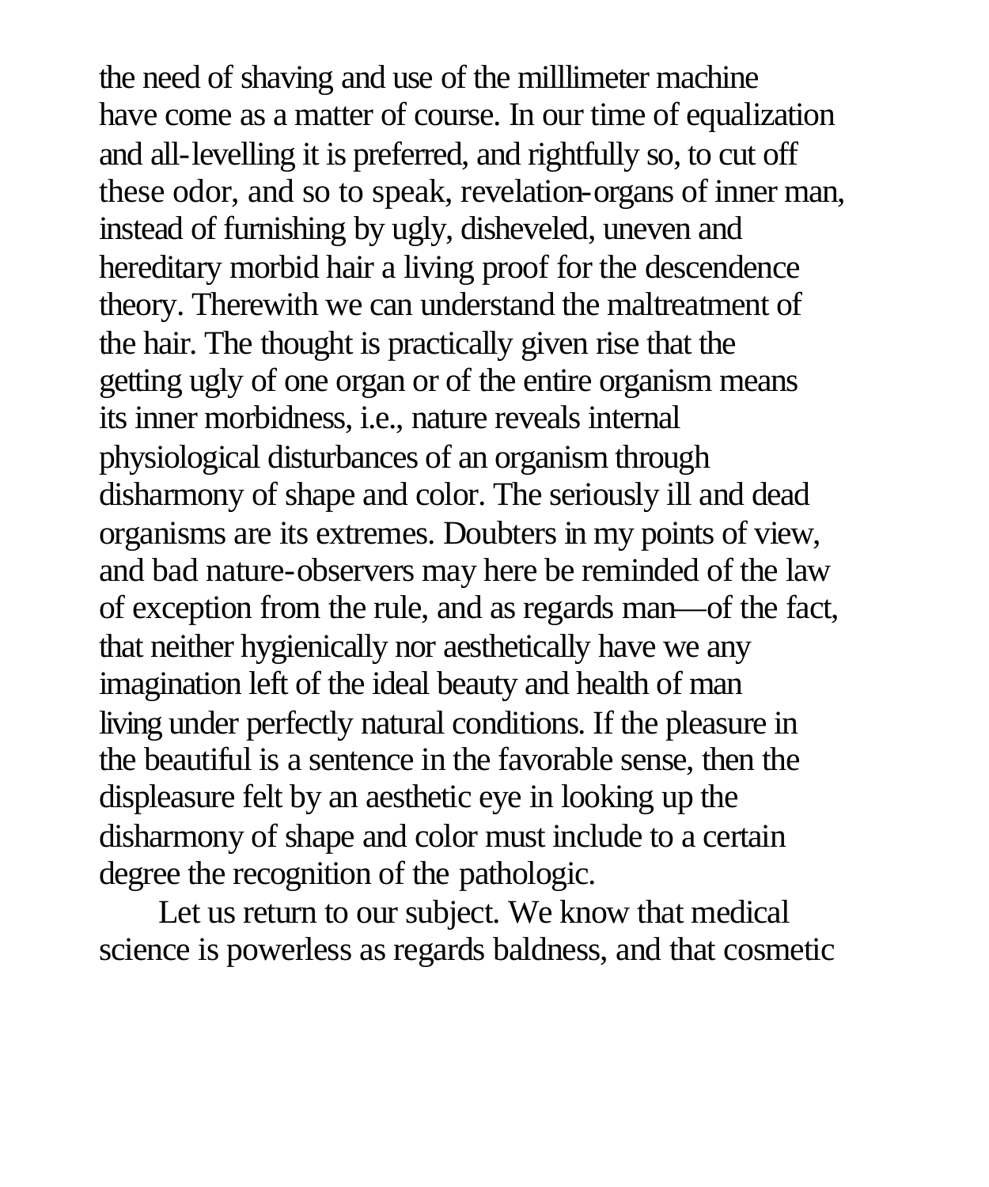the need of shaving and use of the milllimeter machine have come as a matter of course. In our time of equalization and all-levelling it is preferred, and rightfully so, to cut off these odor, and so to speak, revelation-organs of inner man, instead of furnishing by ugly, disheveled, uneven and hereditary morbid hair a living proof for the descendence theory. Therewith we can understand the maltreatment of the hair. The thought is practically given rise that the getting ugly of one organ or of the entire organism means its inner morbidness, i.e., nature reveals internal physiological disturbances of an organism through disharmony of shape and color. The seriously ill and dead organisms are its extremes. Doubters in my points of view, and bad nature-observers may here be reminded of the law of exception from the rule, and as regards man—of the fact, that neither hygienically nor aesthetically have we any imagination left of the ideal beauty and health of man living under perfectly natural conditions. If the pleasure in the beautiful is a sentence in the favorable sense, then the displeasure felt by an aesthetic eye in looking up the disharmony of shape and color must include to a certain degree the recognition of the pathologic.

Let us return to our subject. We know that medical science is powerless as regards baldness, and that cosmetic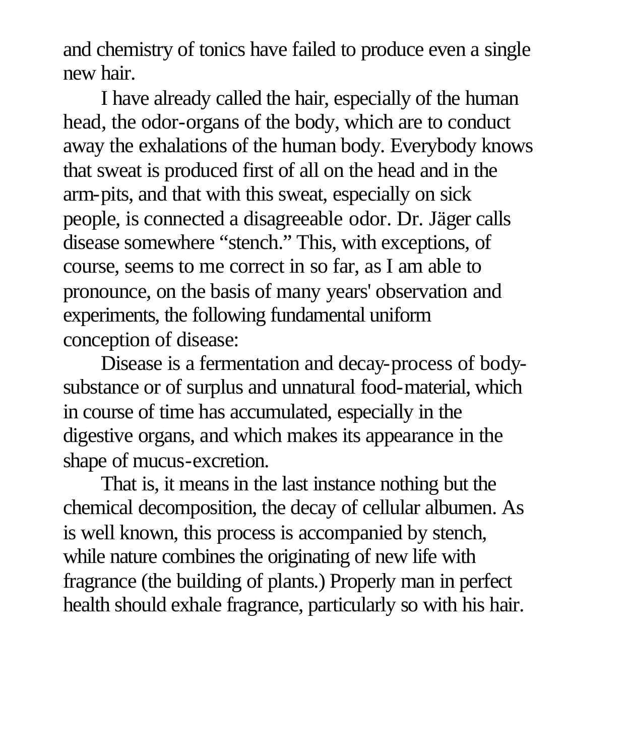and chemistry of tonics have failed to produce even a single new hair.

I have already called the hair, especially of the human head, the odor-organs of the body, which are to conduct away the exhalations of the human body. Everybody knows that sweat is produced first of all on the head and in the arm-pits, and that with this sweat, especially on sick people, is connected a disagreeable odor. Dr. Jäger calls disease somewhere “stench.” This, with exceptions, of course, seems to me correct in so far, as I am able to pronounce, on the basis of many years' observation and experiments, the following fundamental uniform conception of disease:

Disease is a fermentation and decay-process of body-substance or of surplus and unnatural food-material, which in course of time has accumulated, especially in the digestive organs, and which makes its appearance in the shape of mucus-excretion.

That is, it means in the last instance nothing but the chemical decomposition, the decay of cellular albumen. As is well known, this process is accompanied by stench, while nature combines the originating of new life with fragrance (the building of plants.) Properly man in perfect health should exhale fragrance, particularly so with his hair.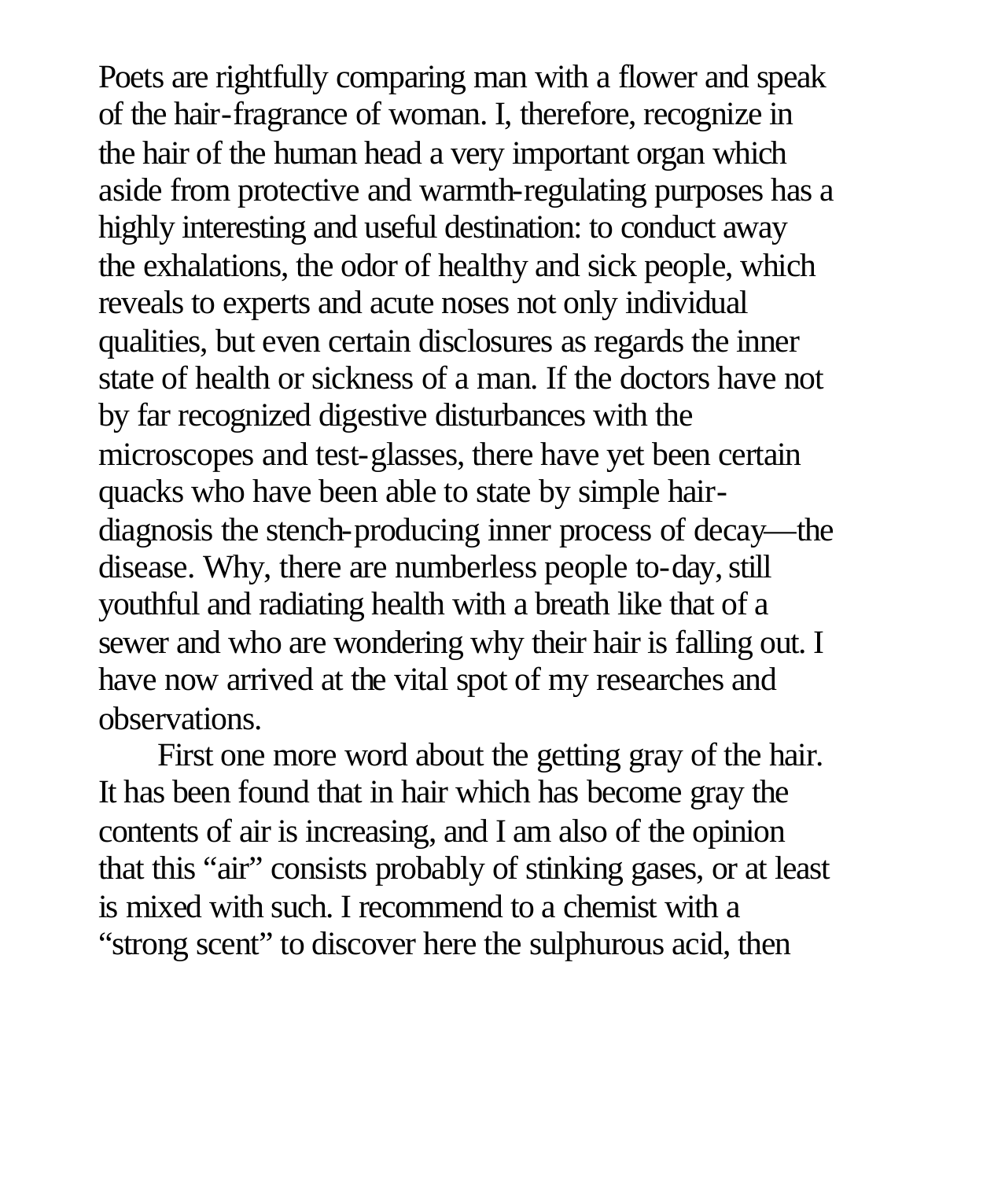Poets are rightfully comparing man with a flower and speak of the hair-fragrance of woman. I, therefore, recognize in the hair of the human head a very important organ which aside from protective and warmth-regulating purposes has a highly interesting and useful destination: to conduct away the exhalations, the odor of healthy and sick people, which reveals to experts and acute noses not only individual qualities, but even certain disclosures as regards the inner state of health or sickness of a man. If the doctors have not by far recognized digestive disturbances with the microscopes and test-glasses, there have yet been certain quacks who have been able to state by simple hair-diagnosis the stench-producing inner process of decay—the disease. Why, there are numberless people to-day, still youthful and radiating health with a breath like that of a sewer and who are wondering why their hair is falling out. I have now arrived at the vital spot of my researches and observations.

First one more word about the getting gray of the hair. It has been found that in hair which has become gray the contents of air is increasing, and I am also of the opinion that this "air" consists probably of stinking gases, or at least is mixed with such. I recommend to a chemist with a "strong scent" to discover here the sulphurous acid, then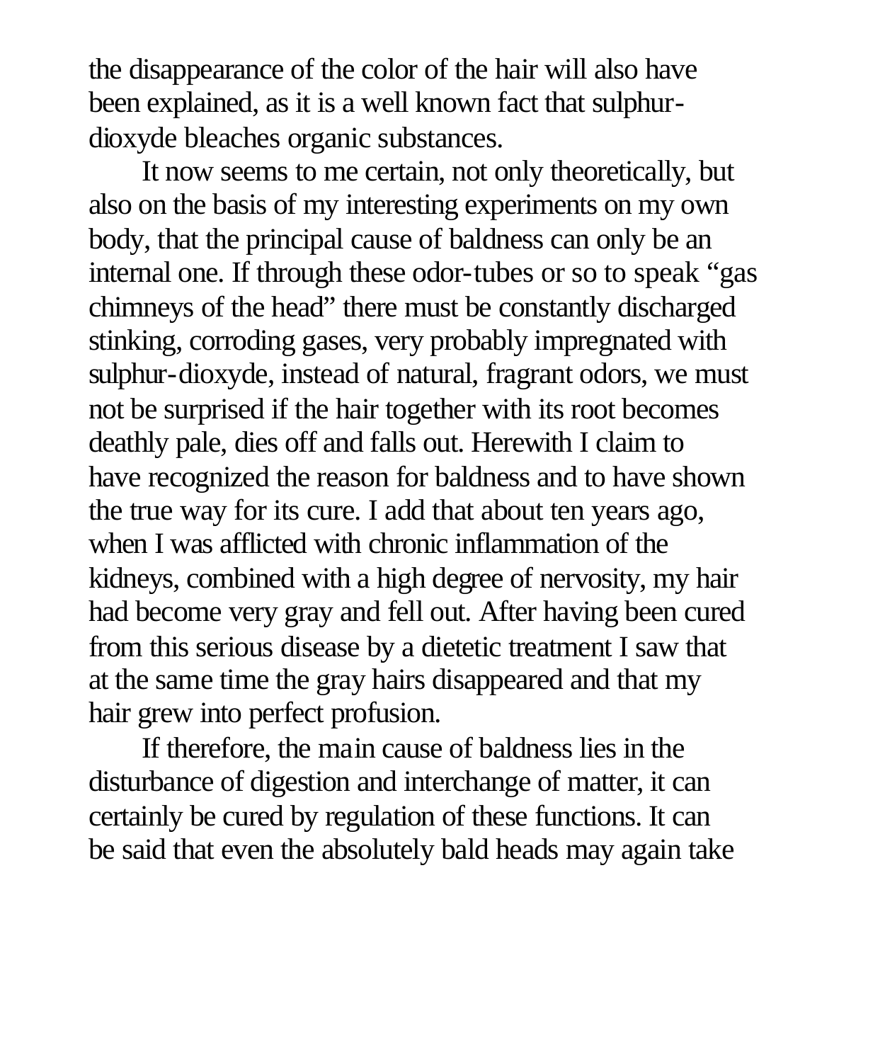the disappearance of the color of the hair will also have been explained, as it is a well known fact that sulphur-dioxyde bleaches organic substances.

It now seems to me certain, not only theoretically, but also on the basis of my interesting experiments on my own body, that the principal cause of baldness can only be an internal one. If through these odor-tubes or so to speak "gas chimneys of the head" there must be constantly discharged stinking, corroding gases, very probably impregnated with sulphur-dioxyde, instead of natural, fragrant odors, we must not be surprised if the hair together with its root becomes deathly pale, dies off and falls out. Herewith I claim to have recognized the reason for baldness and to have shown the true way for its cure. I add that about ten years ago, when I was afflicted with chronic inflammation of the kidneys, combined with a high degree of nervosity, my hair had become very gray and fell out. After having been cured from this serious disease by a dietetic treatment I saw that at the same time the gray hairs disappeared and that my hair grew into perfect profusion.

If therefore, the main cause of baldness lies in the disturbance of digestion and interchange of matter, it can certainly be cured by regulation of these functions. It can be said that even the absolutely bald heads may again take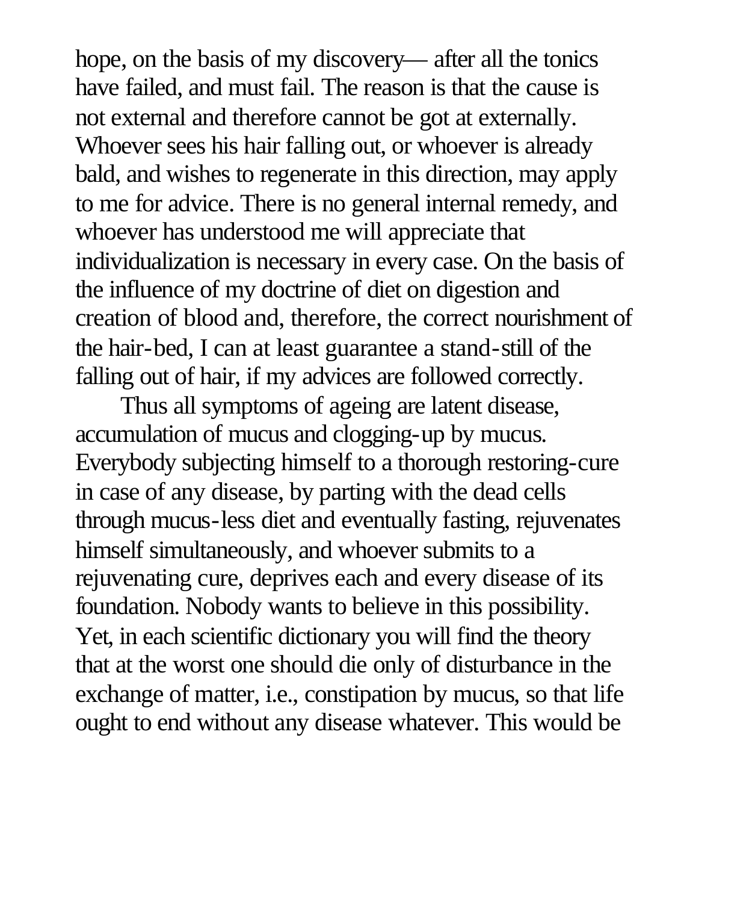hope, on the basis of my discovery— after all the tonics have failed, and must fail. The reason is that the cause is not external and therefore cannot be got at externally. Whoever sees his hair falling out, or whoever is already bald, and wishes to regenerate in this direction, may apply to me for advice. There is no general internal remedy, and whoever has understood me will appreciate that individualization is necessary in every case. On the basis of the influence of my doctrine of diet on digestion and creation of blood and, therefore, the correct nourishment of the hair-bed, I can at least guarantee a stand-still of the falling out of hair, if my advices are followed correctly.

Thus all symptoms of ageing are latent disease, accumulation of mucus and clogging-up by mucus. Everybody subjecting himself to a thorough restoring-cure in case of any disease, by parting with the dead cells through mucus-less diet and eventually fasting, rejuvenates himself simultaneously, and whoever submits to a rejuvenating cure, deprives each and every disease of its foundation. Nobody wants to believe in this possibility. Yet, in each scientific dictionary you will find the theory that at the worst one should die only of disturbance in the exchange of matter, i.e., constipation by mucus, so that life ought to end without any disease whatever. This would be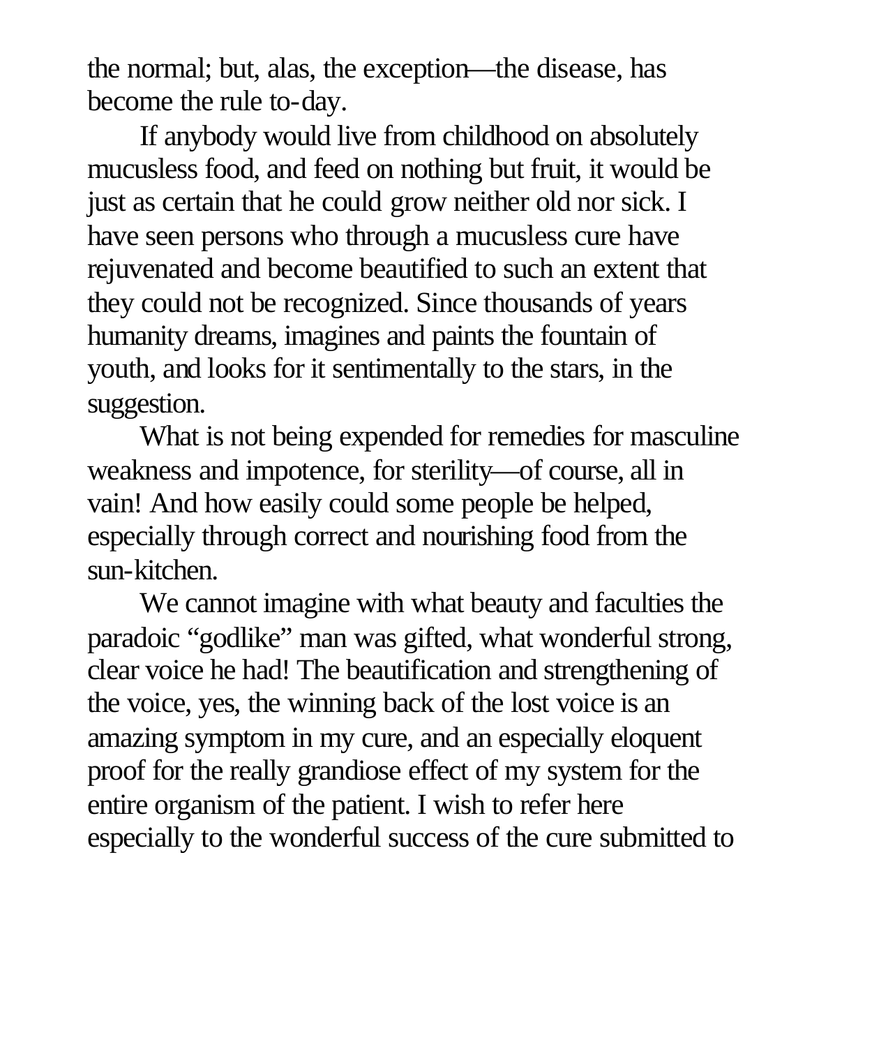the normal; but, alas, the exception—the disease, has become the rule to-day.

If anybody would live from childhood on absolutely mucusless food, and feed on nothing but fruit, it would be just as certain that he could grow neither old nor sick. I have seen persons who through a mucusless cure have rejuvenated and become beautified to such an extent that they could not be recognized. Since thousands of years humanity dreams, imagines and paints the fountain of youth, and looks for it sentimentally to the stars, in the suggestion.

What is not being expended for remedies for masculine weakness and impotence, for sterility—of course, all in vain! And how easily could some people be helped, especially through correct and nourishing food from the sun-kitchen.

We cannot imagine with what beauty and faculties the paradoic "godlike" man was gifted, what wonderful strong, clear voice he had! The beautification and strengthening of the voice, yes, the winning back of the lost voice is an amazing symptom in my cure, and an especially eloquent proof for the really grandiose effect of my system for the entire organism of the patient. I wish to refer here especially to the wonderful success of the cure submitted to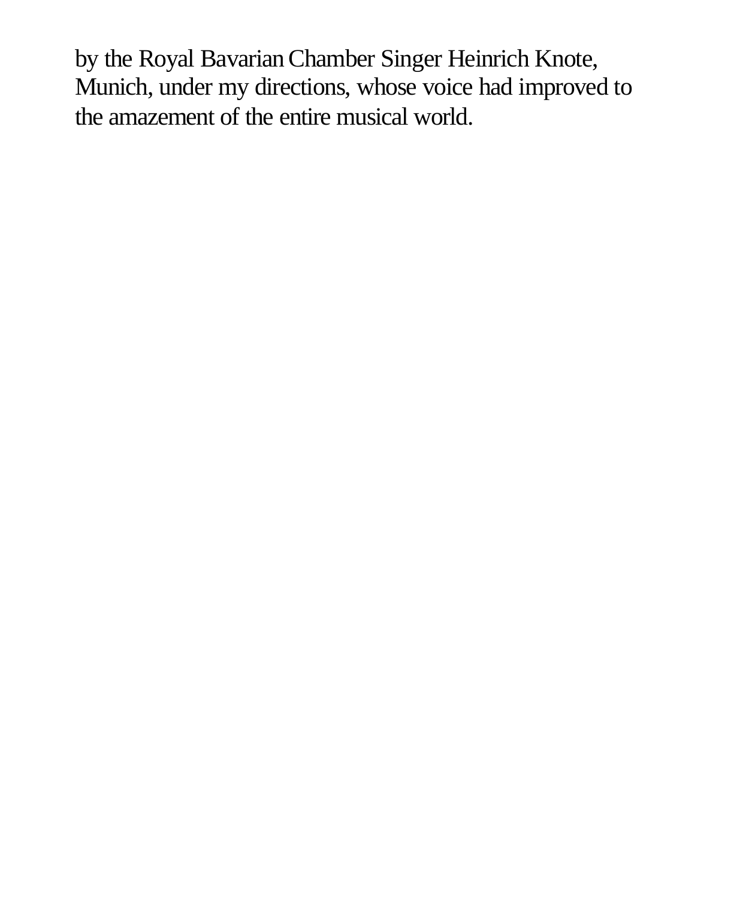by the Royal Bavarian Chamber Singer Heinrich Knote, Munich, under my directions, whose voice had improved to the amazement of the entire musical world.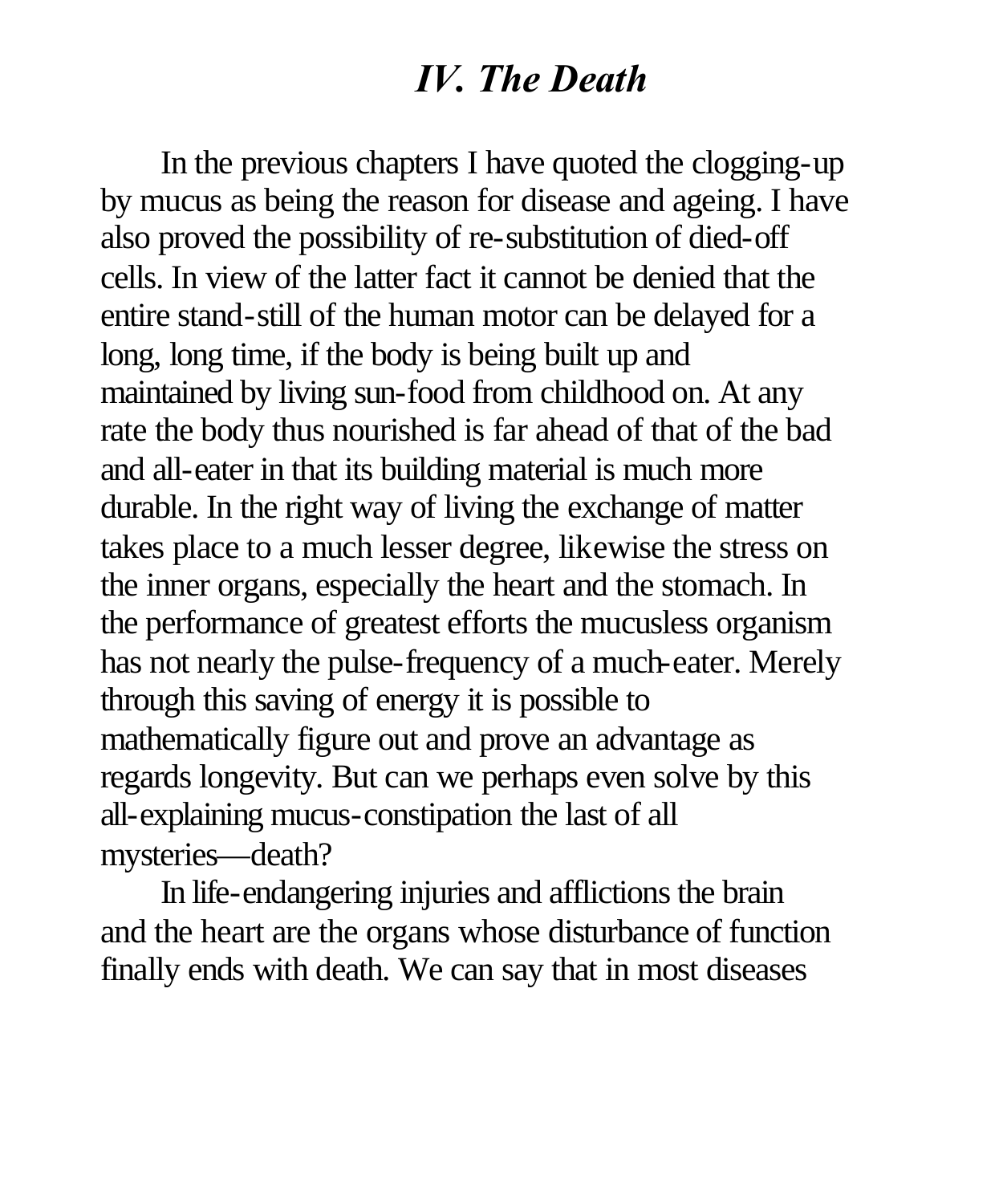# *IV. The Death*

In the previous chapters I have quoted the clogging-up by mucus as being the reason for disease and ageing. I have also proved the possibility of re-substitution of died-off cells. In view of the latter fact it cannot be denied that the entire stand-still of the human motor can be delayed for a long, long time, if the body is being built up and maintained by living sun-food from childhood on. At any rate the body thus nourished is far ahead of that of the bad and all-eater in that its building material is much more durable. In the right way of living the exchange of matter takes place to a much lesser degree, likewise the stress on the inner organs, especially the heart and the stomach. In the performance of greatest efforts the mucusless organism has not nearly the pulse-frequency of a much-eater. Merely through this saving of energy it is possible to mathematically figure out and prove an advantage as regards longevity. But can we perhaps even solve by this all-explaining mucus-constipation the last of all mysteries—death?

In life-endangering injuries and afflictions the brain and the heart are the organs whose disturbance of function finally ends with death. We can say that in most diseases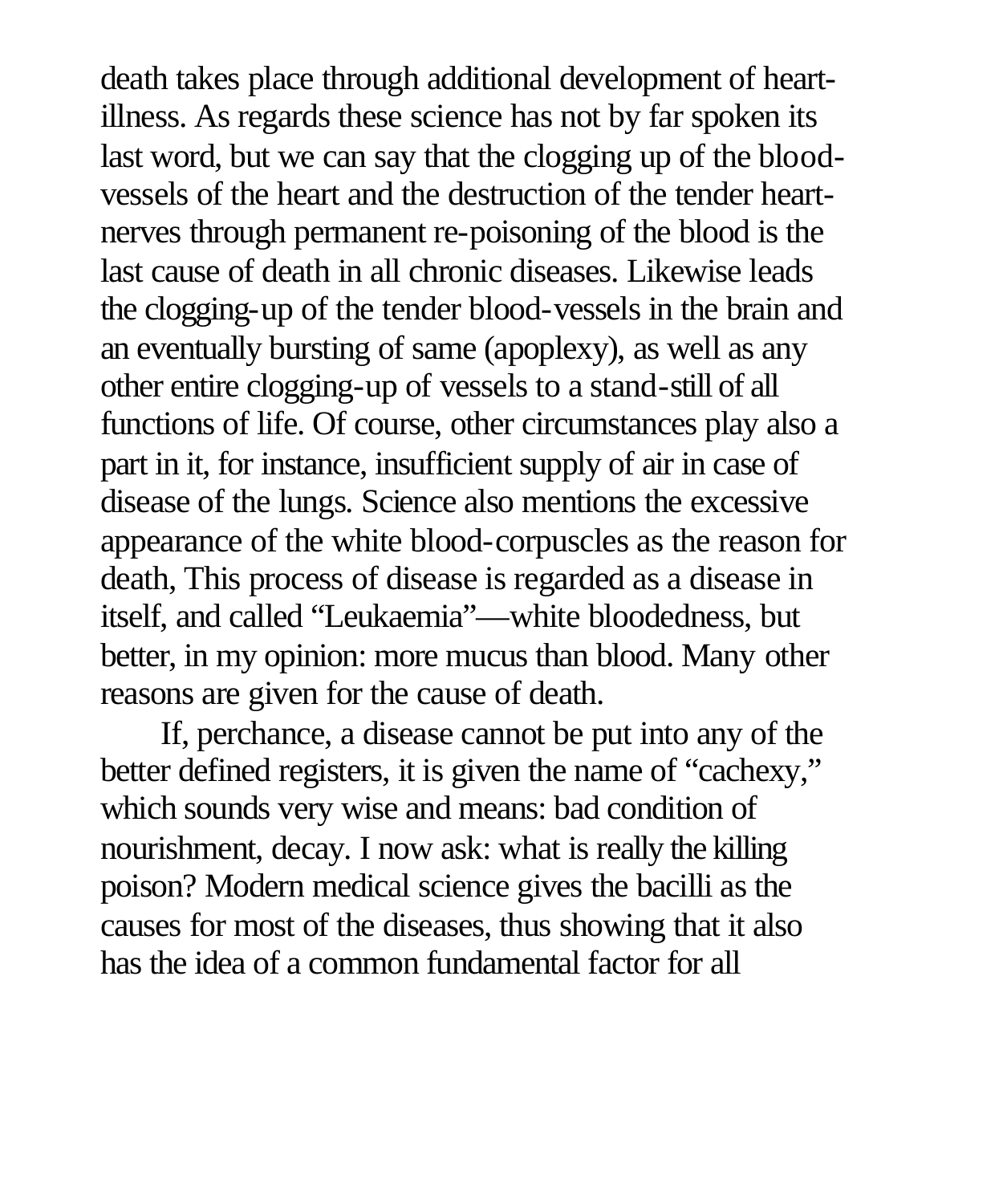death takes place through additional development of heart-illness. As regards these science has not by far spoken its last word, but we can say that the clogging up of the blood-vessels of the heart and the destruction of the tender heart-nerves through permanent re-poisoning of the blood is the last cause of death in all chronic diseases. Likewise leads the clogging-up of the tender blood-vessels in the brain and an eventually bursting of same (apoplexy), as well as any other entire clogging-up of vessels to a stand-still of all functions of life. Of course, other circumstances play also a part in it, for instance, insufficient supply of air in case of disease of the lungs. Science also mentions the excessive appearance of the white blood-corpuscles as the reason for death, This process of disease is regarded as a disease in itself, and called "Leukaemia"—white bloodedness, but better, in my opinion: more mucus than blood. Many other reasons are given for the cause of death.

If, perchance, a disease cannot be put into any of the better defined registers, it is given the name of "cachexy," which sounds very wise and means: bad condition of nourishment, decay. I now ask: what is really the killing poison? Modern medical science gives the bacilli as the causes for most of the diseases, thus showing that it also has the idea of a common fundamental factor for all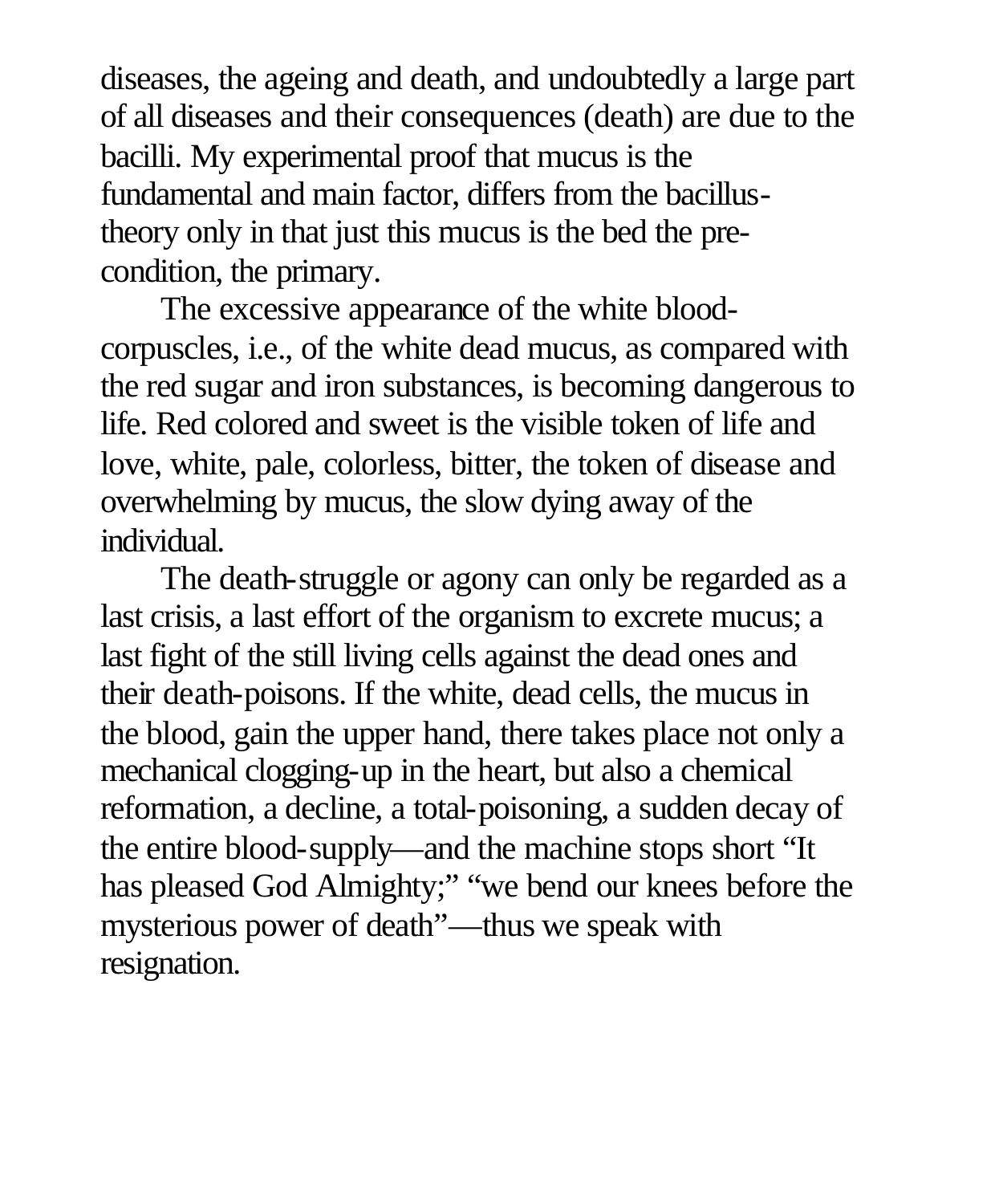diseases, the ageing and death, and undoubtedly a large part of all diseases and their consequences (death) are due to the bacilli. My experimental proof that mucus is the fundamental and main factor, differs from the bacillus-theory only in that just this mucus is the bed the pre-condition, the primary.

The excessive appearance of the white blood-corpuscles, i.e., of the white dead mucus, as compared with the red sugar and iron substances, is becoming dangerous to life. Red colored and sweet is the visible token of life and love, white, pale, colorless, bitter, the token of disease and overwhelming by mucus, the slow dying away of the individual.

The death-struggle or agony can only be regarded as a last crisis, a last effort of the organism to excrete mucus; a last fight of the still living cells against the dead ones and their death-poisons. If the white, dead cells, the mucus in the blood, gain the upper hand, there takes place not only a mechanical clogging-up in the heart, but also a chemical reformation, a decline, a total-poisoning, a sudden decay of the entire blood-supply—and the machine stops short "It has pleased God Almighty;" "we bend our knees before the mysterious power of death"—thus we speak with resignation.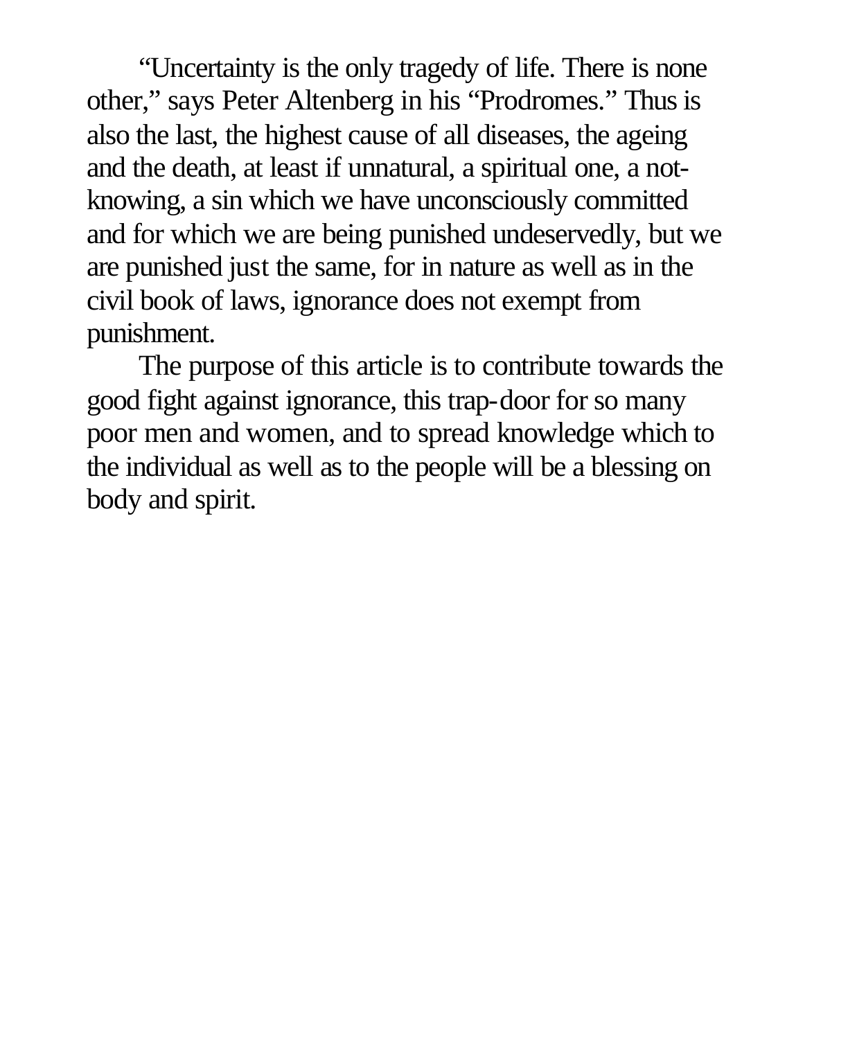"Uncertainty is the only tragedy of life. There is none other," says Peter Altenberg in his "Prodromes." Thus is also the last, the highest cause of all diseases, the ageing and the death, at least if unnatural, a spiritual one, a not-knowing, a sin which we have unconsciously committed and for which we are being punished undeservedly, but we are punished just the same, for in nature as well as in the civil book of laws, ignorance does not exempt from punishment.

The purpose of this article is to contribute towards the good fight against ignorance, this trap-door for so many poor men and women, and to spread knowledge which to the individual as well as to the people will be a blessing on body and spirit.